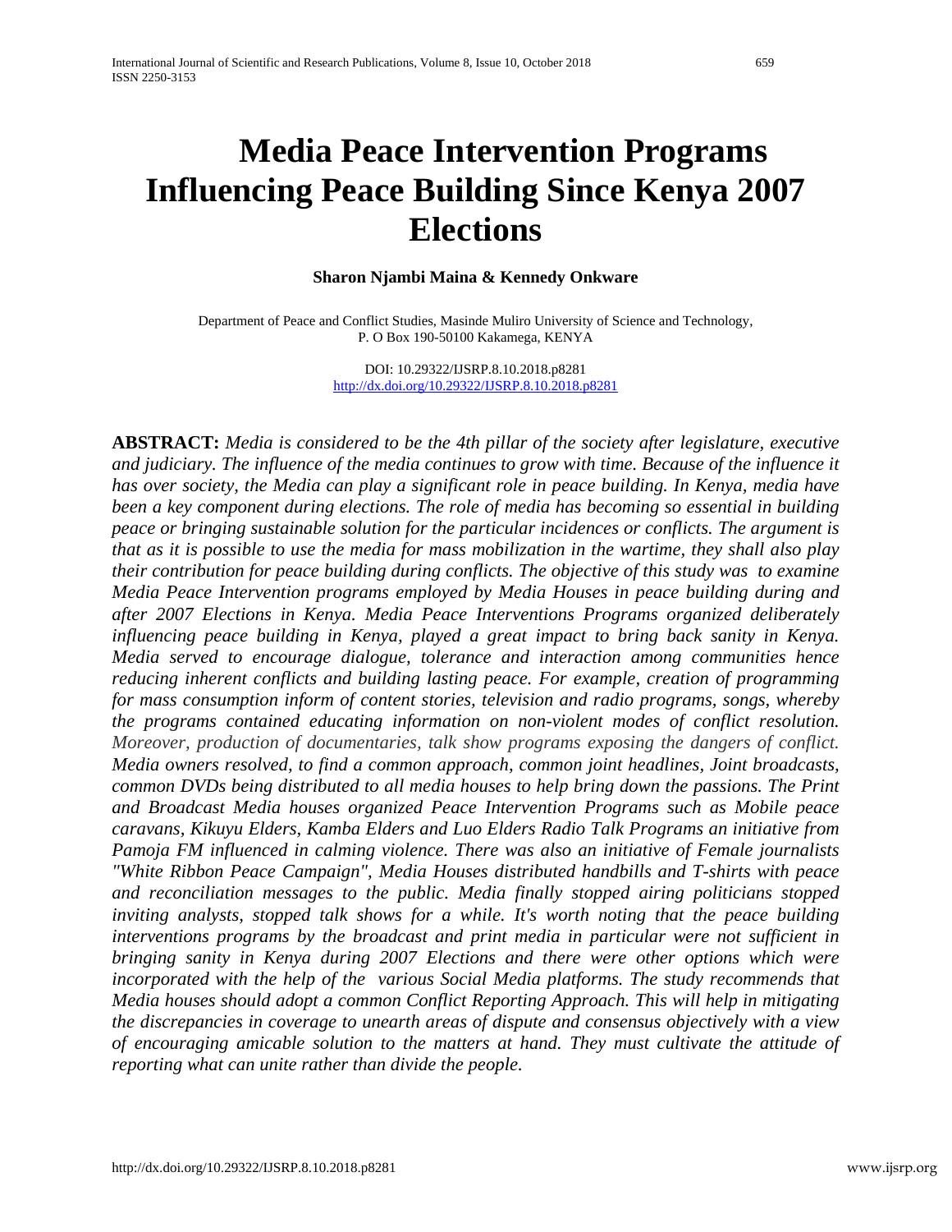# Media Peace Intervention Programs Influencing Peace Building Since Kenya 2007 Elections

**Sharon Njambi Maina & Kennedy Onkware**

Department of Peace and Conflict Studies, Masinde Muliro University of Science and Technology, P. O Box 190-50100 Kakamega, KENYA

DOI: 10.29322/IJSRP.8.10.2018.p8281
http://dx.doi.org/10.29322/IJSRP.8.10.2018.p8281

**ABSTRACT:** *Media is considered to be the 4th pillar of the society after legislature, executive and judiciary. The influence of the media continues to grow with time. Because of the influence it has over society, the Media can play a significant role in peace building. In Kenya, media have been a key component during elections. The role of media has becoming so essential in building peace or bringing sustainable solution for the particular incidences or conflicts. The argument is that as it is possible to use the media for mass mobilization in the wartime, they shall also play their contribution for peace building during conflicts. The objective of this study was to examine Media Peace Intervention programs employed by Media Houses in peace building during and after 2007 Elections in Kenya. Media Peace Interventions Programs organized deliberately influencing peace building in Kenya, played a great impact to bring back sanity in Kenya. Media served to encourage dialogue, tolerance and interaction among communities hence reducing inherent conflicts and building lasting peace. For example, creation of programming for mass consumption inform of content stories, television and radio programs, songs, whereby the programs contained educating information on non-violent modes of conflict resolution. Moreover, production of documentaries, talk show programs exposing the dangers of conflict. Media owners resolved, to find a common approach, common joint headlines, Joint broadcasts, common DVDs being distributed to all media houses to help bring down the passions. The Print and Broadcast Media houses organized Peace Intervention Programs such as Mobile peace caravans, Kikuyu Elders, Kamba Elders and Luo Elders Radio Talk Programs an initiative from Pamoja FM influenced in calming violence. There was also an initiative of Female journalists "White Ribbon Peace Campaign", Media Houses distributed handbills and T-shirts with peace and reconciliation messages to the public. Media finally stopped airing politicians stopped inviting analysts, stopped talk shows for a while. It's worth noting that the peace building interventions programs by the broadcast and print media in particular were not sufficient in bringing sanity in Kenya during 2007 Elections and there were other options which were incorporated with the help of the various Social Media platforms. The study recommends that Media houses should adopt a common Conflict Reporting Approach. This will help in mitigating the discrepancies in coverage to unearth areas of dispute and consensus objectively with a view of encouraging amicable solution to the matters at hand. They must cultivate the attitude of reporting what can unite rather than divide the people.*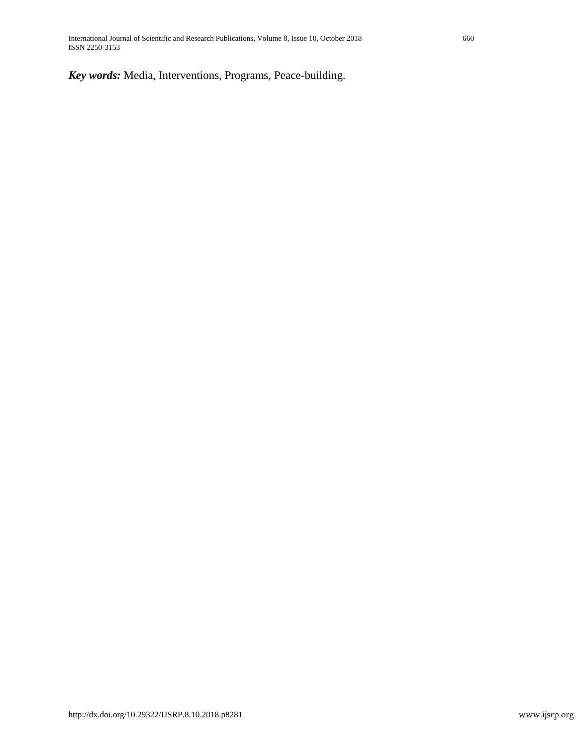***Key words:*** Media, Interventions, Programs, Peace-building.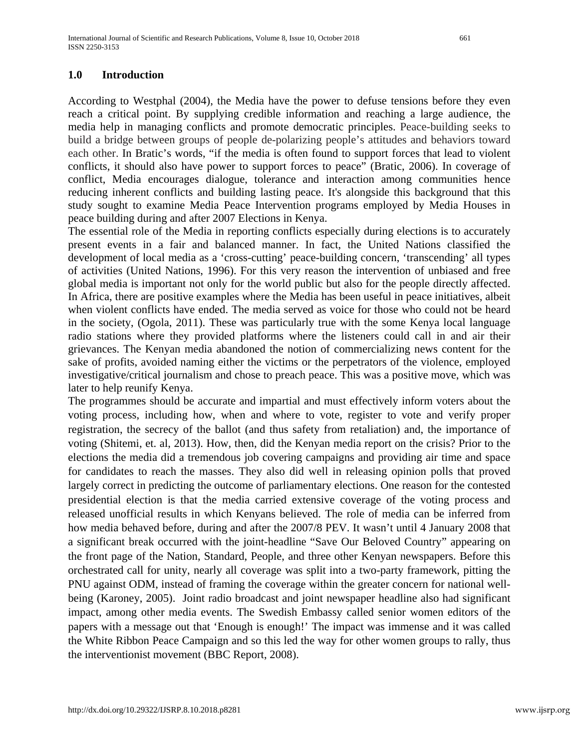## 1.0 Introduction

According to Westphal (2004), the Media have the power to defuse tensions before they even reach a critical point. By supplying credible information and reaching a large audience, the media help in managing conflicts and promote democratic principles. Peace-building seeks to build a bridge between groups of people de-polarizing people's attitudes and behaviors toward each other. In Bratic's words, "if the media is often found to support forces that lead to violent conflicts, it should also have power to support forces to peace" (Bratic, 2006). In coverage of conflict, Media encourages dialogue, tolerance and interaction among communities hence reducing inherent conflicts and building lasting peace. It's alongside this background that this study sought to examine Media Peace Intervention programs employed by Media Houses in peace building during and after 2007 Elections in Kenya.

The essential role of the Media in reporting conflicts especially during elections is to accurately present events in a fair and balanced manner. In fact, the United Nations classified the development of local media as a 'cross-cutting' peace-building concern, 'transcending' all types of activities (United Nations, 1996). For this very reason the intervention of unbiased and free global media is important not only for the world public but also for the people directly affected. In Africa, there are positive examples where the Media has been useful in peace initiatives, albeit when violent conflicts have ended. The media served as voice for those who could not be heard in the society, (Ogola, 2011). These was particularly true with the some Kenya local language radio stations where they provided platforms where the listeners could call in and air their grievances. The Kenyan media abandoned the notion of commercializing news content for the sake of profits, avoided naming either the victims or the perpetrators of the violence, employed investigative/critical journalism and chose to preach peace. This was a positive move, which was later to help reunify Kenya.

The programmes should be accurate and impartial and must effectively inform voters about the voting process, including how, when and where to vote, register to vote and verify proper registration, the secrecy of the ballot (and thus safety from retaliation) and, the importance of voting (Shitemi, et. al, 2013). How, then, did the Kenyan media report on the crisis? Prior to the elections the media did a tremendous job covering campaigns and providing air time and space for candidates to reach the masses. They also did well in releasing opinion polls that proved largely correct in predicting the outcome of parliamentary elections. One reason for the contested presidential election is that the media carried extensive coverage of the voting process and released unofficial results in which Kenyans believed. The role of media can be inferred from how media behaved before, during and after the 2007/8 PEV. It wasn't until 4 January 2008 that a significant break occurred with the joint-headline "Save Our Beloved Country" appearing on the front page of the Nation, Standard, People, and three other Kenyan newspapers. Before this orchestrated call for unity, nearly all coverage was split into a two-party framework, pitting the PNU against ODM, instead of framing the coverage within the greater concern for national well-being (Karoney, 2005). Joint radio broadcast and joint newspaper headline also had significant impact, among other media events. The Swedish Embassy called senior women editors of the papers with a message out that 'Enough is enough!' The impact was immense and it was called the White Ribbon Peace Campaign and so this led the way for other women groups to rally, thus the interventionist movement (BBC Report, 2008).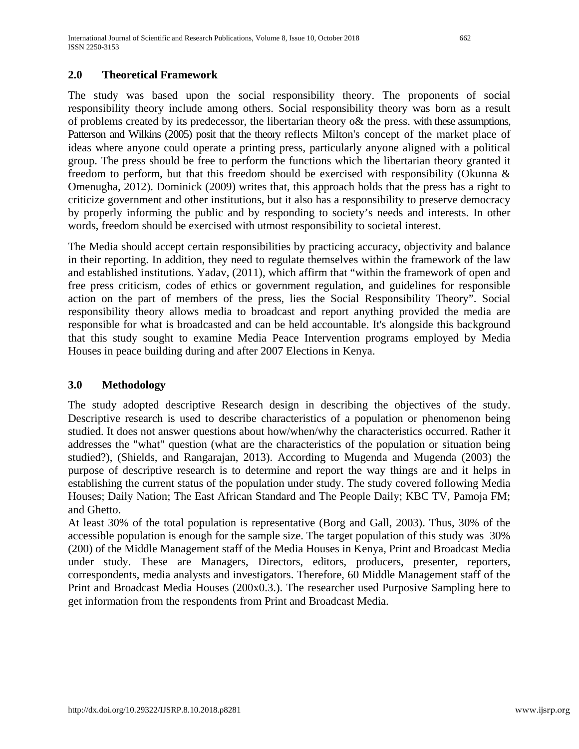## 2.0 Theoretical Framework

The study was based upon the social responsibility theory. The proponents of social responsibility theory include among others. Social responsibility theory was born as a result of problems created by its predecessor, the libertarian theory o& the press. with these assumptions, Patterson and Wilkins (2005) posit that the theory reflects Milton's concept of the market place of ideas where anyone could operate a printing press, particularly anyone aligned with a political group. The press should be free to perform the functions which the libertarian theory granted it freedom to perform, but that this freedom should be exercised with responsibility (Okunna & Omenugha, 2012). Dominick (2009) writes that, this approach holds that the press has a right to criticize government and other institutions, but it also has a responsibility to preserve democracy by properly informing the public and by responding to society's needs and interests. In other words, freedom should be exercised with utmost responsibility to societal interest.

The Media should accept certain responsibilities by practicing accuracy, objectivity and balance in their reporting. In addition, they need to regulate themselves within the framework of the law and established institutions. Yadav, (2011), which affirm that "within the framework of open and free press criticism, codes of ethics or government regulation, and guidelines for responsible action on the part of members of the press, lies the Social Responsibility Theory". Social responsibility theory allows media to broadcast and report anything provided the media are responsible for what is broadcasted and can be held accountable. It's alongside this background that this study sought to examine Media Peace Intervention programs employed by Media Houses in peace building during and after 2007 Elections in Kenya.

## 3.0 Methodology

The study adopted descriptive Research design in describing the objectives of the study. Descriptive research is used to describe characteristics of a population or phenomenon being studied. It does not answer questions about how/when/why the characteristics occurred. Rather it addresses the "what" question (what are the characteristics of the population or situation being studied?), (Shields, and Rangarajan, 2013). According to Mugenda and Mugenda (2003) the purpose of descriptive research is to determine and report the way things are and it helps in establishing the current status of the population under study. The study covered following Media Houses; Daily Nation; The East African Standard and The People Daily; KBC TV, Pamoja FM; and Ghetto.

At least 30% of the total population is representative (Borg and Gall, 2003). Thus, 30% of the accessible population is enough for the sample size. The target population of this study was 30% (200) of the Middle Management staff of the Media Houses in Kenya, Print and Broadcast Media under study. These are Managers, Directors, editors, producers, presenter, reporters, correspondents, media analysts and investigators. Therefore, 60 Middle Management staff of the Print and Broadcast Media Houses (200x0.3.). The researcher used Purposive Sampling here to get information from the respondents from Print and Broadcast Media.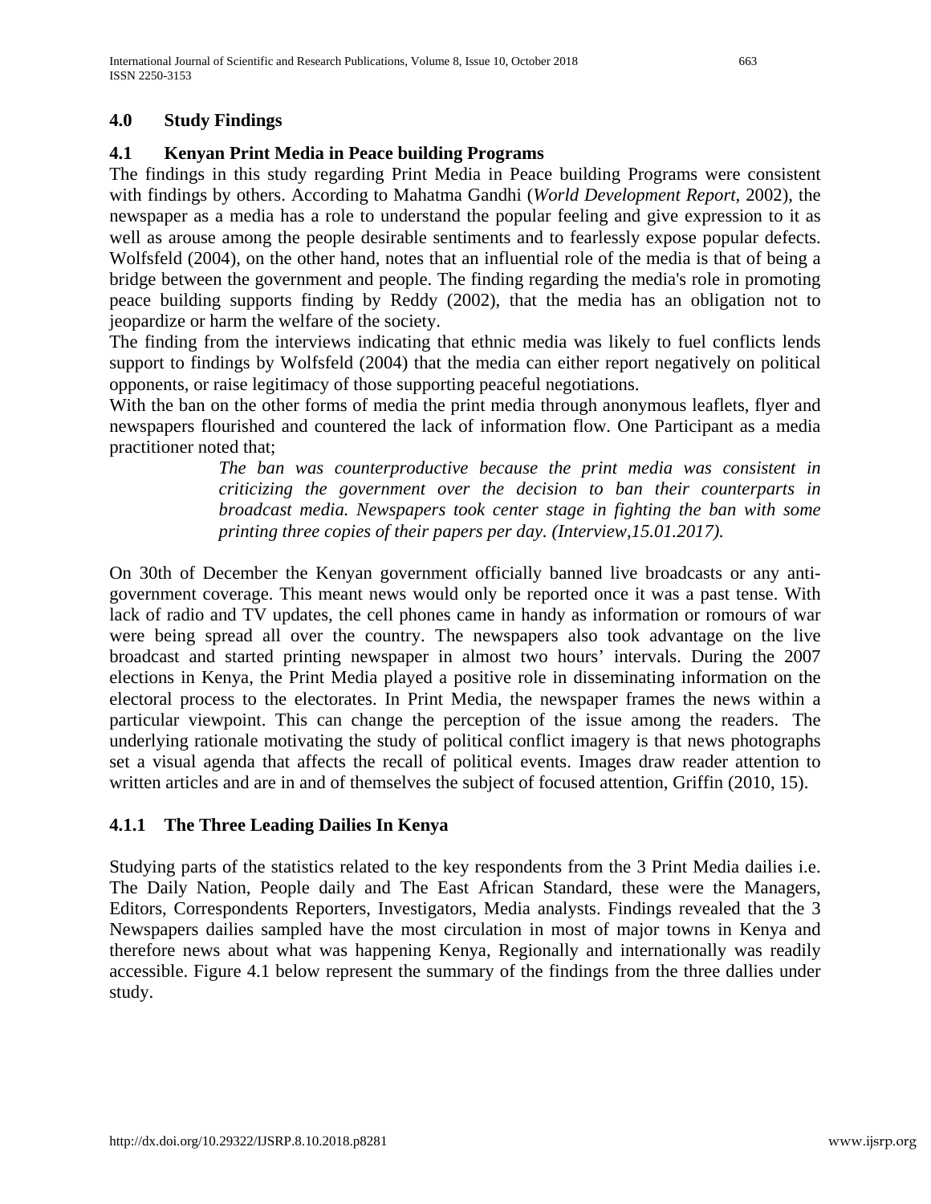## 4.0 Study Findings

### 4.1 Kenyan Print Media in Peace building Programs

The findings in this study regarding Print Media in Peace building Programs were consistent with findings by others. According to Mahatma Gandhi (*World Development Report*, 2002), the newspaper as a media has a role to understand the popular feeling and give expression to it as well as arouse among the people desirable sentiments and to fearlessly expose popular defects. Wolfsfeld (2004), on the other hand, notes that an influential role of the media is that of being a bridge between the government and people. The finding regarding the media's role in promoting peace building supports finding by Reddy (2002), that the media has an obligation not to jeopardize or harm the welfare of the society.

The finding from the interviews indicating that ethnic media was likely to fuel conflicts lends support to findings by Wolfsfeld (2004) that the media can either report negatively on political opponents, or raise legitimacy of those supporting peaceful negotiations.

With the ban on the other forms of media the print media through anonymous leaflets, flyer and newspapers flourished and countered the lack of information flow. One Participant as a media practitioner noted that;

> *The ban was counterproductive because the print media was consistent in criticizing the government over the decision to ban their counterparts in broadcast media. Newspapers took center stage in fighting the ban with some printing three copies of their papers per day. (Interview,15.01.2017).*

On 30th of December the Kenyan government officially banned live broadcasts or any anti-government coverage. This meant news would only be reported once it was a past tense. With lack of radio and TV updates, the cell phones came in handy as information or romours of war were being spread all over the country. The newspapers also took advantage on the live broadcast and started printing newspaper in almost two hours' intervals. During the 2007 elections in Kenya, the Print Media played a positive role in disseminating information on the electoral process to the electorates. In Print Media, the newspaper frames the news within a particular viewpoint. This can change the perception of the issue among the readers. The underlying rationale motivating the study of political conflict imagery is that news photographs set a visual agenda that affects the recall of political events. Images draw reader attention to written articles and are in and of themselves the subject of focused attention, Griffin (2010, 15).

#### 4.1.1 The Three Leading Dailies In Kenya

Studying parts of the statistics related to the key respondents from the 3 Print Media dailies i.e. The Daily Nation, People daily and The East African Standard, these were the Managers, Editors, Correspondents Reporters, Investigators, Media analysts. Findings revealed that the 3 Newspapers dailies sampled have the most circulation in most of major towns in Kenya and therefore news about what was happening Kenya, Regionally and internationally was readily accessible. Figure 4.1 below represent the summary of the findings from the three dallies under study.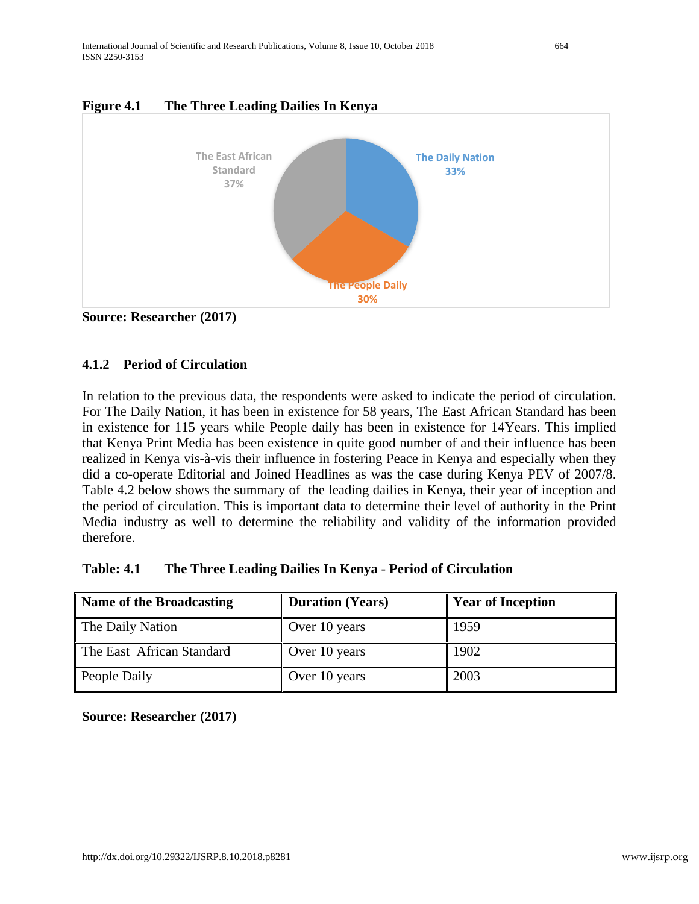**Figure 4.1 The Three Leading Dailies In Kenya**

The East African Standard
37%

The Daily Nation
33%

The People Daily
30%

**Source: Researcher (2017)**

### 4.1.2 Period of Circulation

In relation to the previous data, the respondents were asked to indicate the period of circulation. For The Daily Nation, it has been in existence for 58 years, The East African Standard has been in existence for 115 years while People daily has been in existence for 14Years. This implied that Kenya Print Media has been existence in quite good number of and their influence has been realized in Kenya vis-à-vis their influence in fostering Peace in Kenya and especially when they did a co-operate Editorial and Joined Headlines as was the case during Kenya PEV of 2007/8. Table 4.2 below shows the summary of the leading dailies in Kenya, their year of inception and the period of circulation. This is important data to determine their level of authority in the Print Media industry as well to determine the reliability and validity of the information provided therefore.

**Table: 4.1 The Three Leading Dailies In Kenya - Period of Circulation**

| Name of the Broadcasting | Duration (Years) | Year of Inception |
|---|---|---|
| The Daily Nation | Over 10 years | 1959 |
| The East African Standard | Over 10 years | 1902 |
| People Daily | Over 10 years | 2003 |

**Source: Researcher (2017)**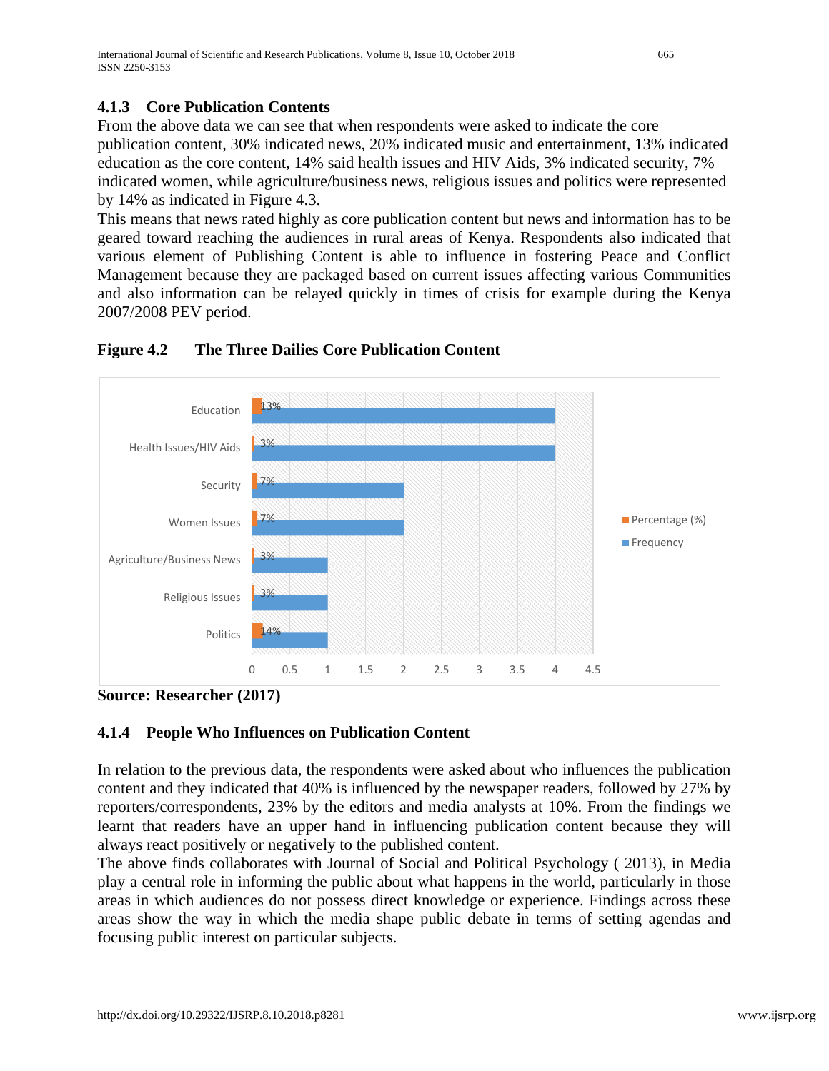### 4.1.3 Core Publication Contents

From the above data we can see that when respondents were asked to indicate the core publication content, 30% indicated news, 20% indicated music and entertainment, 13% indicated education as the core content, 14% said health issues and HIV Aids, 3% indicated security, 7% indicated women, while agriculture/business news, religious issues and politics were represented by 14% as indicated in Figure 4.3.

This means that news rated highly as core publication content but news and information has to be geared toward reaching the audiences in rural areas of Kenya. Respondents also indicated that various element of Publishing Content is able to influence in fostering Peace and Conflict Management because they are packaged based on current issues affecting various Communities and also information can be relayed quickly in times of crisis for example during the Kenya 2007/2008 PEV period.

**Figure 4.2 The Three Dailies Core Publication Content**

Education
13%
Health Issues/HIV Aids
3%
Security
7%
Women Issues
7%
Agriculture/Business News
3%
Religious Issues
3%
Politics
14%

0 0.5 1 1.5 2 2.5 3 3.5 4 4.5

Percentage (%)
Frequency

**Source: Researcher (2017)**

### 4.1.4 People Who Influences on Publication Content

In relation to the previous data, the respondents were asked about who influences the publication content and they indicated that 40% is influenced by the newspaper readers, followed by 27% by reporters/correspondents, 23% by the editors and media analysts at 10%. From the findings we learnt that readers have an upper hand in influencing publication content because they will always react positively or negatively to the published content.

The above finds collaborates with Journal of Social and Political Psychology ( 2013), in Media play a central role in informing the public about what happens in the world, particularly in those areas in which audiences do not possess direct knowledge or experience. Findings across these areas show the way in which the media shape public debate in terms of setting agendas and focusing public interest on particular subjects.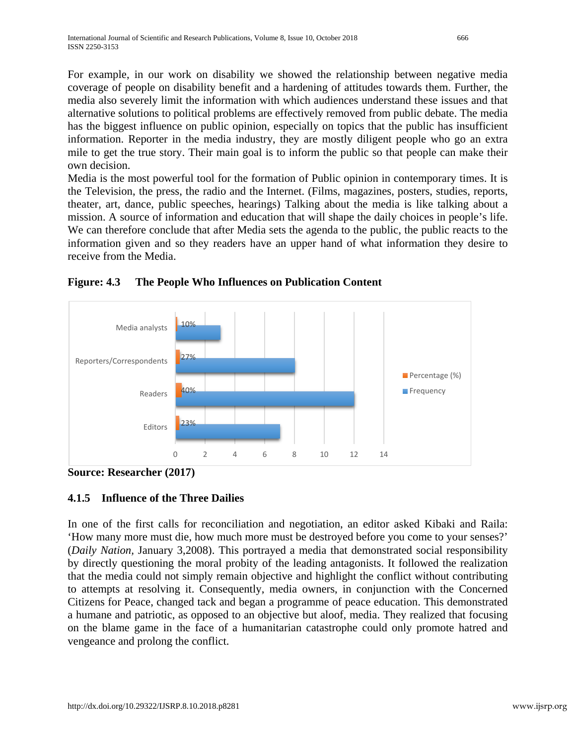For example, in our work on disability we showed the relationship between negative media coverage of people on disability benefit and a hardening of attitudes towards them. Further, the media also severely limit the information with which audiences understand these issues and that alternative solutions to political problems are effectively removed from public debate. The media has the biggest influence on public opinion, especially on topics that the public has insufficient information. Reporter in the media industry, they are mostly diligent people who go an extra mile to get the true story. Their main goal is to inform the public so that people can make their own decision.
Media is the most powerful tool for the formation of Public opinion in contemporary times. It is the Television, the press, the radio and the Internet. (Films, magazines, posters, studies, reports, theater, art, dance, public speeches, hearings) Talking about the media is like talking about a mission. A source of information and education that will shape the daily choices in people's life. We can therefore conclude that after Media sets the agenda to the public, the public reacts to the information given and so they readers have an upper hand of what information they desire to receive from the Media.

**Figure: 4.3 The People Who Influences on Publication Content**

Media analysts
Reporters/Correspondents
Readers
Editors

10%
27%
40%
23%

0 2 4 6 8 10 12 14

Percentage (%)
Frequency

**Source: Researcher (2017)**

### 4.1.5 Influence of the Three Dailies

In one of the first calls for reconciliation and negotiation, an editor asked Kibaki and Raila: 'How many more must die, how much more must be destroyed before you come to your senses?' (*Daily Nation*, January 3,2008). This portrayed a media that demonstrated social responsibility by directly questioning the moral probity of the leading antagonists. It followed the realization that the media could not simply remain objective and highlight the conflict without contributing to attempts at resolving it. Consequently, media owners, in conjunction with the Concerned Citizens for Peace, changed tack and began a programme of peace education. This demonstrated a humane and patriotic, as opposed to an objective but aloof, media. They realized that focusing on the blame game in the face of a humanitarian catastrophe could only promote hatred and vengeance and prolong the conflict.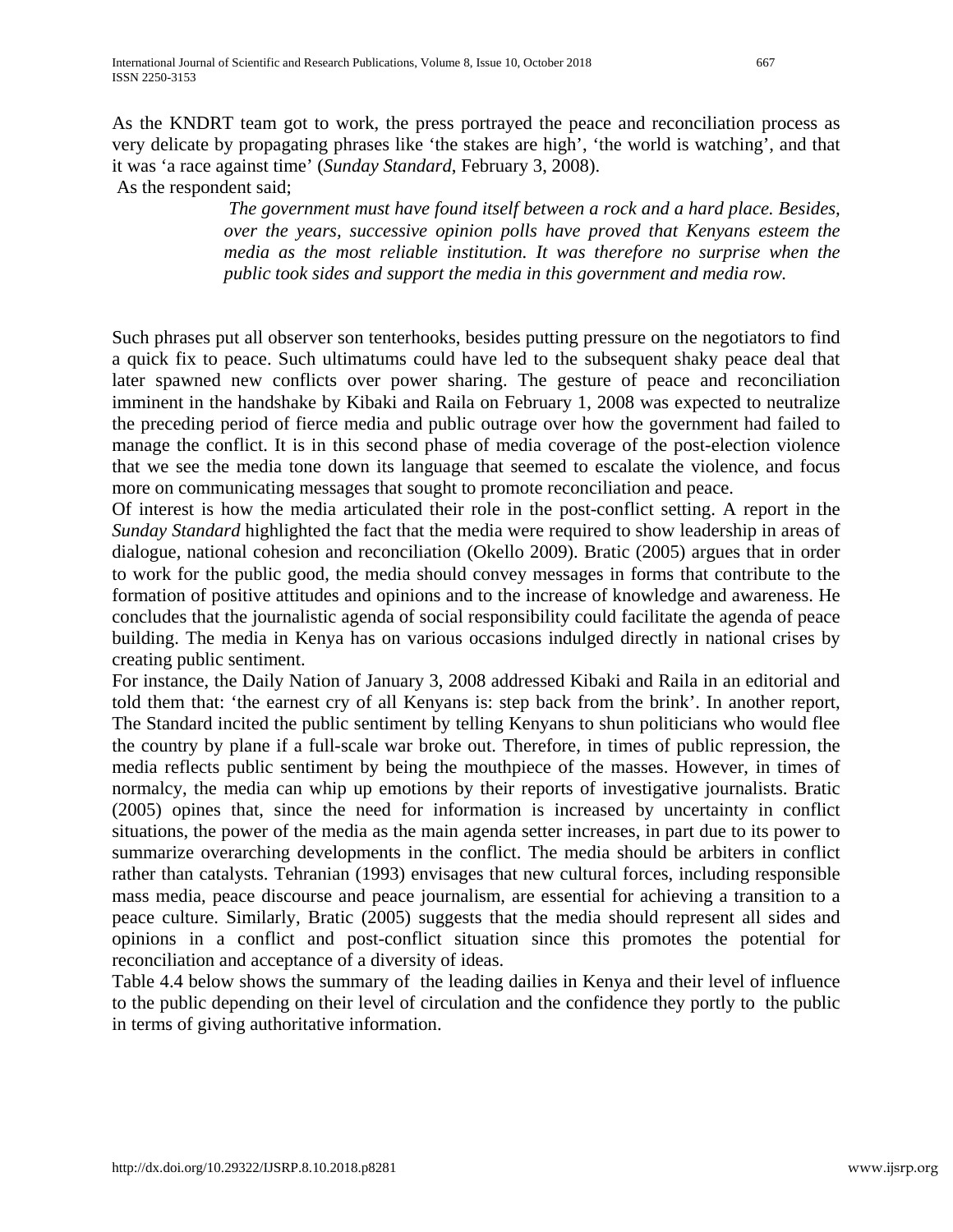As the KNDRT team got to work, the press portrayed the peace and reconciliation process as very delicate by propagating phrases like 'the stakes are high', 'the world is watching', and that it was 'a race against time' (*Sunday Standard*, February 3, 2008).

As the respondent said;

> *The government must have found itself between a rock and a hard place. Besides, over the years, successive opinion polls have proved that Kenyans esteem the media as the most reliable institution. It was therefore no surprise when the public took sides and support the media in this government and media row.*

Such phrases put all observer son tenterhooks, besides putting pressure on the negotiators to find a quick fix to peace. Such ultimatums could have led to the subsequent shaky peace deal that later spawned new conflicts over power sharing. The gesture of peace and reconciliation imminent in the handshake by Kibaki and Raila on February 1, 2008 was expected to neutralize the preceding period of fierce media and public outrage over how the government had failed to manage the conflict. It is in this second phase of media coverage of the post-election violence that we see the media tone down its language that seemed to escalate the violence, and focus more on communicating messages that sought to promote reconciliation and peace.

Of interest is how the media articulated their role in the post-conflict setting. A report in the *Sunday Standard* highlighted the fact that the media were required to show leadership in areas of dialogue, national cohesion and reconciliation (Okello 2009). Bratic (2005) argues that in order to work for the public good, the media should convey messages in forms that contribute to the formation of positive attitudes and opinions and to the increase of knowledge and awareness. He concludes that the journalistic agenda of social responsibility could facilitate the agenda of peace building. The media in Kenya has on various occasions indulged directly in national crises by creating public sentiment.

For instance, the Daily Nation of January 3, 2008 addressed Kibaki and Raila in an editorial and told them that: 'the earnest cry of all Kenyans is: step back from the brink'. In another report, The Standard incited the public sentiment by telling Kenyans to shun politicians who would flee the country by plane if a full-scale war broke out. Therefore, in times of public repression, the media reflects public sentiment by being the mouthpiece of the masses. However, in times of normalcy, the media can whip up emotions by their reports of investigative journalists. Bratic (2005) opines that, since the need for information is increased by uncertainty in conflict situations, the power of the media as the main agenda setter increases, in part due to its power to summarize overarching developments in the conflict. The media should be arbiters in conflict rather than catalysts. Tehranian (1993) envisages that new cultural forces, including responsible mass media, peace discourse and peace journalism, are essential for achieving a transition to a peace culture. Similarly, Bratic (2005) suggests that the media should represent all sides and opinions in a conflict and post-conflict situation since this promotes the potential for reconciliation and acceptance of a diversity of ideas.

Table 4.4 below shows the summary of the leading dailies in Kenya and their level of influence to the public depending on their level of circulation and the confidence they portly to the public in terms of giving authoritative information.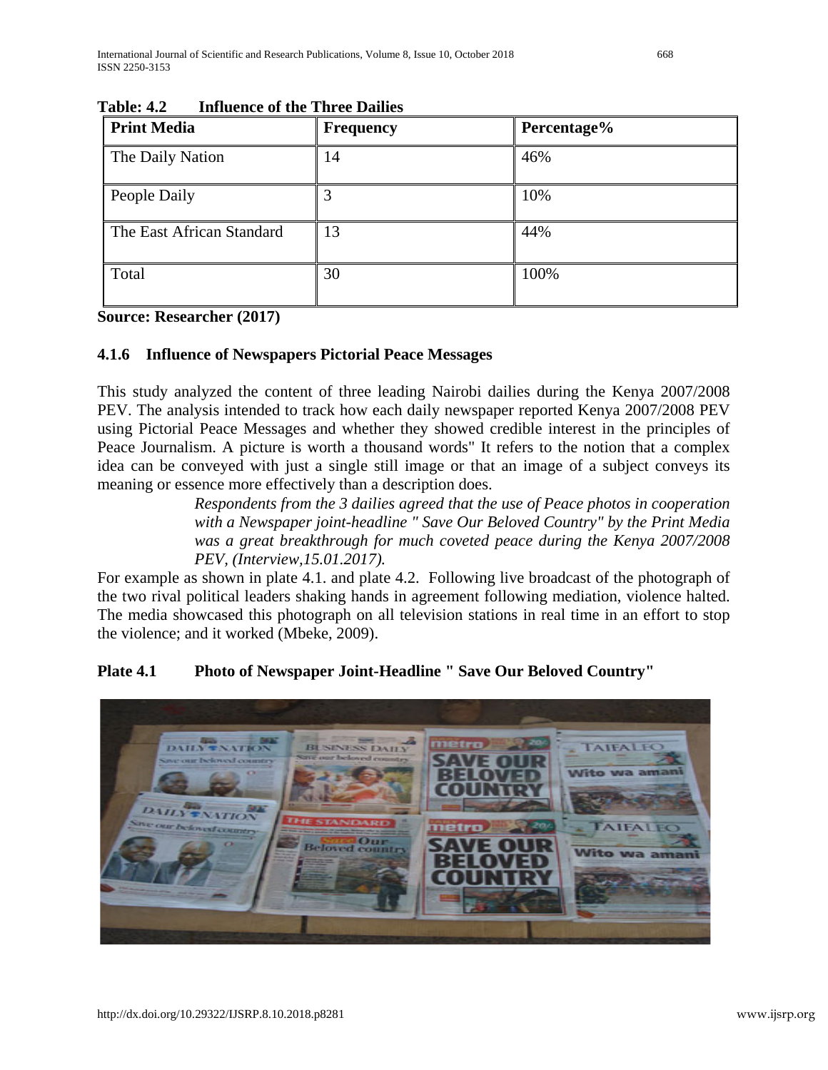**Table: 4.2 Influence of the Three Dailies**

| Print Media | Frequency | Percentage% |
|---|---|---|
| The Daily Nation | 14 | 46% |
| People Daily | 3 | 10% |
| The East African Standard | 13 | 44% |
| Total | 30 | 100% |

**Source: Researcher (2017)**

### 4.1.6 Influence of Newspapers Pictorial Peace Messages

This study analyzed the content of three leading Nairobi dailies during the Kenya 2007/2008 PEV. The analysis intended to track how each daily newspaper reported Kenya 2007/2008 PEV using Pictorial Peace Messages and whether they showed credible interest in the principles of Peace Journalism. A picture is worth a thousand words" It refers to the notion that a complex idea can be conveyed with just a single still image or that an image of a subject conveys its meaning or essence more effectively than a description does.

> *Respondents from the 3 dailies agreed that the use of Peace photos in cooperation with a Newspaper joint-headline " Save Our Beloved Country" by the Print Media was a great breakthrough for much coveted peace during the Kenya 2007/2008 PEV, (Interview,15.01.2017).*

For example as shown in plate 4.1. and plate 4.2. Following live broadcast of the photograph of the two rival political leaders shaking hands in agreement following mediation, violence halted. The media showcased this photograph on all television stations in real time in an effort to stop the violence; and it worked (Mbeke, 2009).

**Plate 4.1 Photo of Newspaper Joint-Headline " Save Our Beloved Country"**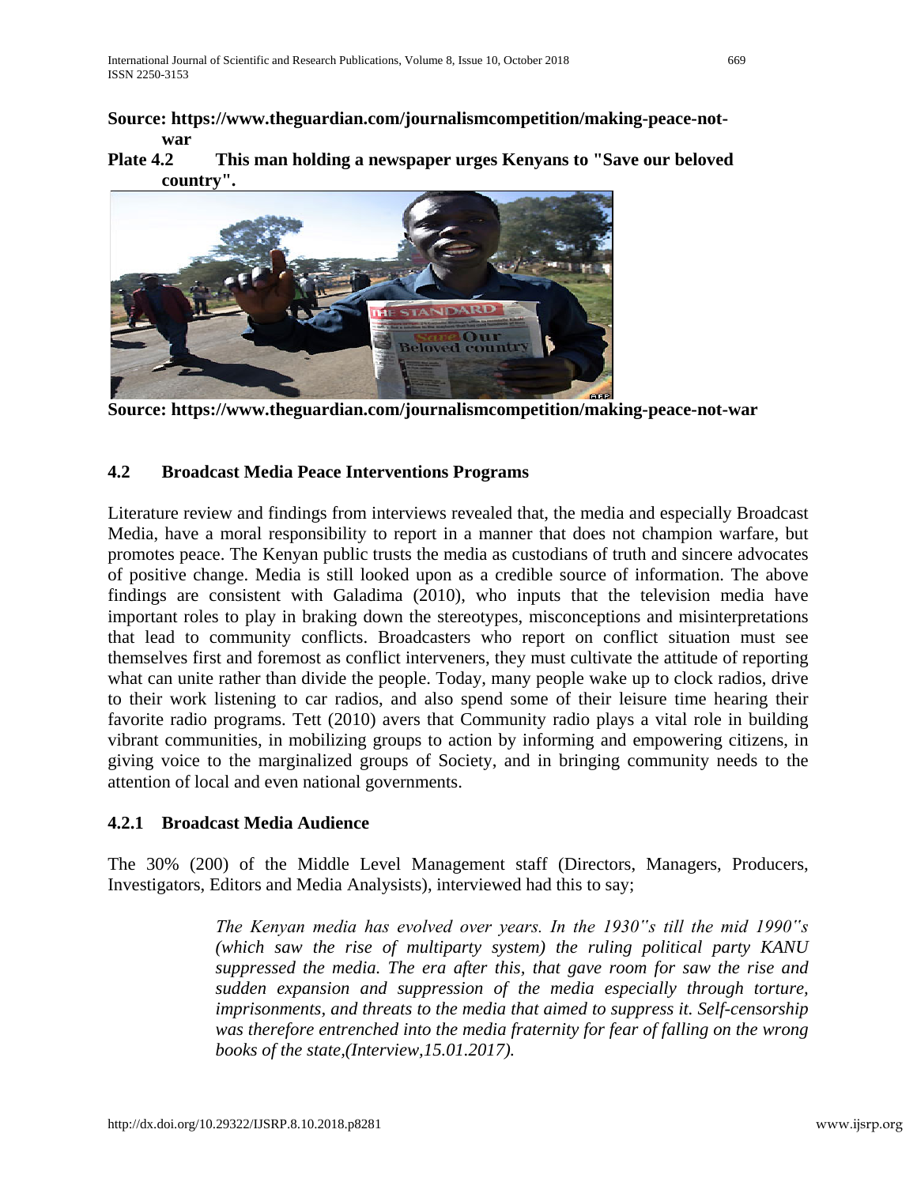**Source: https://www.theguardian.com/journalismcompetition/making-peace-not-war**

**Plate 4.2 This man holding a newspaper urges Kenyans to "Save our beloved country".**

**Source: https://www.theguardian.com/journalismcompetition/making-peace-not-war**

### 4.2 Broadcast Media Peace Interventions Programs

Literature review and findings from interviews revealed that, the media and especially Broadcast Media, have a moral responsibility to report in a manner that does not champion warfare, but promotes peace. The Kenyan public trusts the media as custodians of truth and sincere advocates of positive change. Media is still looked upon as a credible source of information. The above findings are consistent with Galadima (2010), who inputs that the television media have important roles to play in braking down the stereotypes, misconceptions and misinterpretations that lead to community conflicts. Broadcasters who report on conflict situation must see themselves first and foremost as conflict interveners, they must cultivate the attitude of reporting what can unite rather than divide the people. Today, many people wake up to clock radios, drive to their work listening to car radios, and also spend some of their leisure time hearing their favorite radio programs. Tett (2010) avers that Community radio plays a vital role in building vibrant communities, in mobilizing groups to action by informing and empowering citizens, in giving voice to the marginalized groups of Society, and in bringing community needs to the attention of local and even national governments.

#### 4.2.1 Broadcast Media Audience

The 30% (200) of the Middle Level Management staff (Directors, Managers, Producers, Investigators, Editors and Media Analysists), interviewed had this to say;

> *The Kenyan media has evolved over years. In the 1930"s till the mid 1990"s (which saw the rise of multiparty system) the ruling political party KANU suppressed the media. The era after this, that gave room for saw the rise and sudden expansion and suppression of the media especially through torture, imprisonments, and threats to the media that aimed to suppress it. Self-censorship was therefore entrenched into the media fraternity for fear of falling on the wrong books of the state,(Interview,15.01.2017).*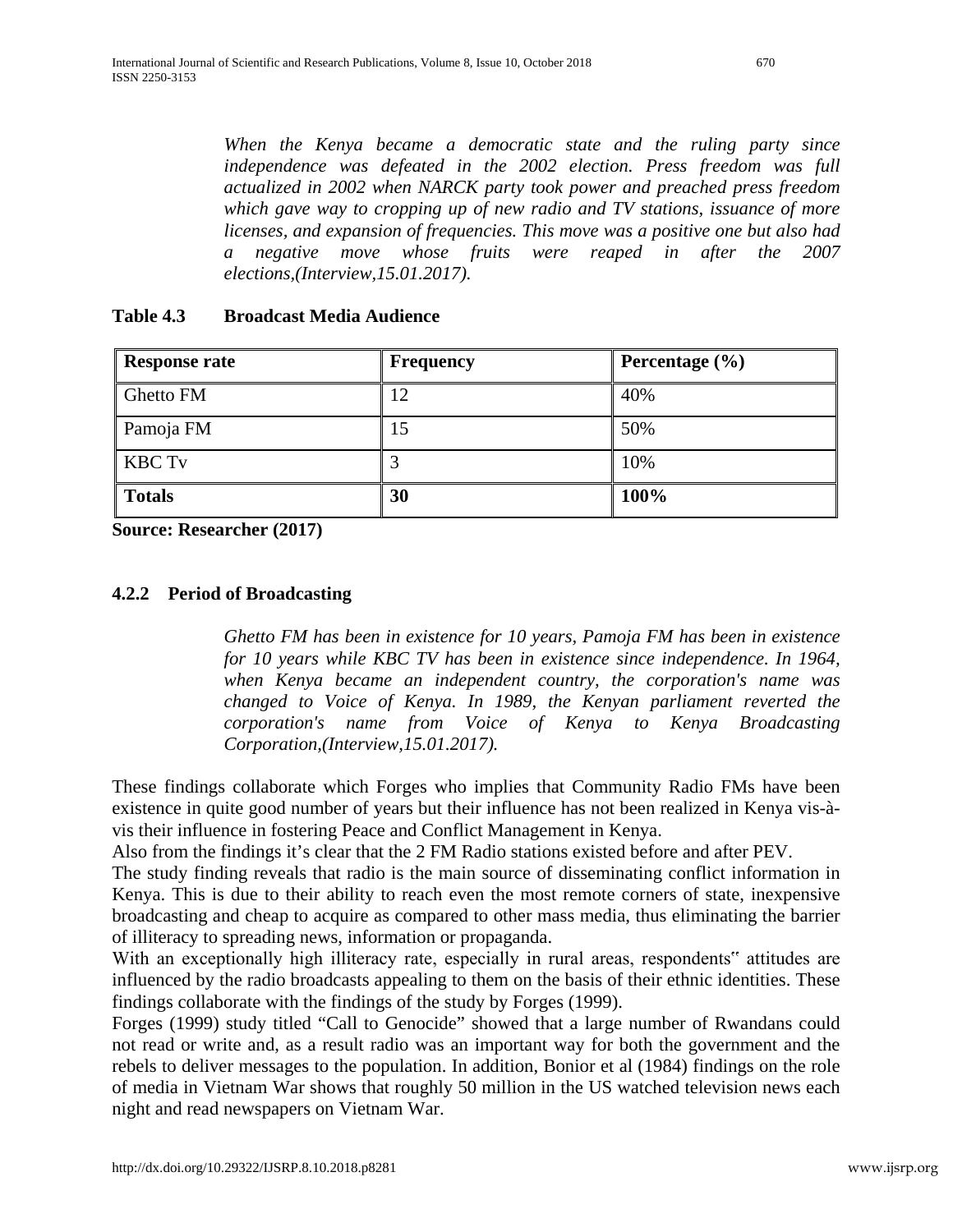*When the Kenya became a democratic state and the ruling party since independence was defeated in the 2002 election. Press freedom was full actualized in 2002 when NARCK party took power and preached press freedom which gave way to cropping up of new radio and TV stations, issuance of more licenses, and expansion of frequencies. This move was a positive one but also had a negative move whose fruits were reaped in after the 2007 elections,(Interview,15.01.2017).*

**Table 4.3 Broadcast Media Audience**

| Response rate | Frequency | Percentage (%) |
|---|---|---|
| Ghetto FM | 12 | 40% |
| Pamoja FM | 15 | 50% |
| KBC Tv | 3 | 10% |
| **Totals** | **30** | **100%** |

**Source: Researcher (2017)**

### 4.2.2 Period of Broadcasting

*Ghetto FM has been in existence for 10 years, Pamoja FM has been in existence for 10 years while KBC TV has been in existence since independence. In 1964, when Kenya became an independent country, the corporation's name was changed to Voice of Kenya. In 1989, the Kenyan parliament reverted the corporation's name from Voice of Kenya to Kenya Broadcasting Corporation,(Interview,15.01.2017).*

These findings collaborate which Forges who implies that Community Radio FMs have been existence in quite good number of years but their influence has not been realized in Kenya vis-à-vis their influence in fostering Peace and Conflict Management in Kenya.

Also from the findings it's clear that the 2 FM Radio stations existed before and after PEV.

The study finding reveals that radio is the main source of disseminating conflict information in Kenya. This is due to their ability to reach even the most remote corners of state, inexpensive broadcasting and cheap to acquire as compared to other mass media, thus eliminating the barrier of illiteracy to spreading news, information or propaganda.

With an exceptionally high illiteracy rate, especially in rural areas, respondents‟ attitudes are influenced by the radio broadcasts appealing to them on the basis of their ethnic identities. These findings collaborate with the findings of the study by Forges (1999).

Forges (1999) study titled "Call to Genocide" showed that a large number of Rwandans could not read or write and, as a result radio was an important way for both the government and the rebels to deliver messages to the population. In addition, Bonior et al (1984) findings on the role of media in Vietnam War shows that roughly 50 million in the US watched television news each night and read newspapers on Vietnam War.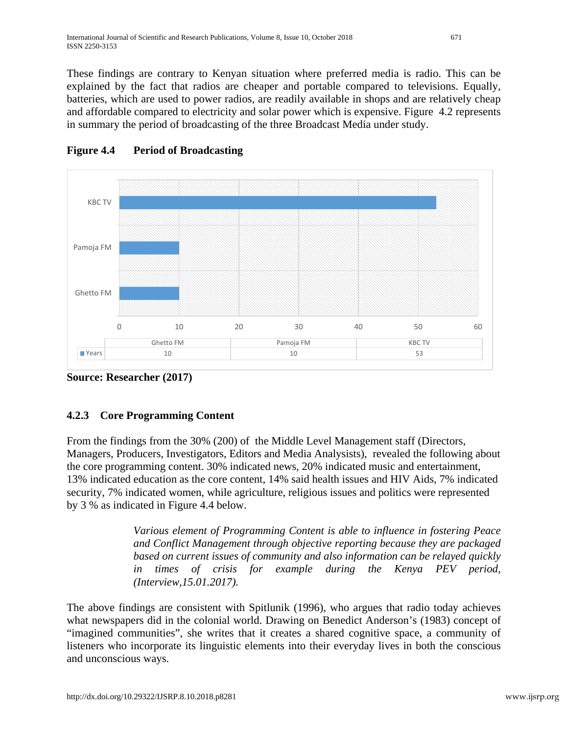These findings are contrary to Kenyan situation where preferred media is radio. This can be explained by the fact that radios are cheaper and portable compared to televisions. Equally, batteries, which are used to power radios, are readily available in shops and are relatively cheap and affordable compared to electricity and solar power which is expensive. Figure 4.2 represents in summary the period of broadcasting of the three Broadcast Media under study.

**Figure 4.4 Period of Broadcasting**

KBC TV
Pamoja FM
Ghetto FM
0 10 20 30 40 50 60
Years
Ghetto FM 10
Pamoja FM 10
KBC TV 53

**Source: Researcher (2017)**

### 4.2.3 Core Programming Content

From the findings from the 30% (200) of the Middle Level Management staff (Directors, Managers, Producers, Investigators, Editors and Media Analysists), revealed the following about the core programming content. 30% indicated news, 20% indicated music and entertainment, 13% indicated education as the core content, 14% said health issues and HIV Aids, 7% indicated security, 7% indicated women, while agriculture, religious issues and politics were represented by 3 % as indicated in Figure 4.4 below.

> *Various element of Programming Content is able to influence in fostering Peace and Conflict Management through objective reporting because they are packaged based on current issues of community and also information can be relayed quickly in times of crisis for example during the Kenya PEV period, (Interview,15.01.2017).*

The above findings are consistent with Spitlunik (1996), who argues that radio today achieves what newspapers did in the colonial world. Drawing on Benedict Anderson's (1983) concept of "imagined communities", she writes that it creates a shared cognitive space, a community of listeners who incorporate its linguistic elements into their everyday lives in both the conscious and unconscious ways.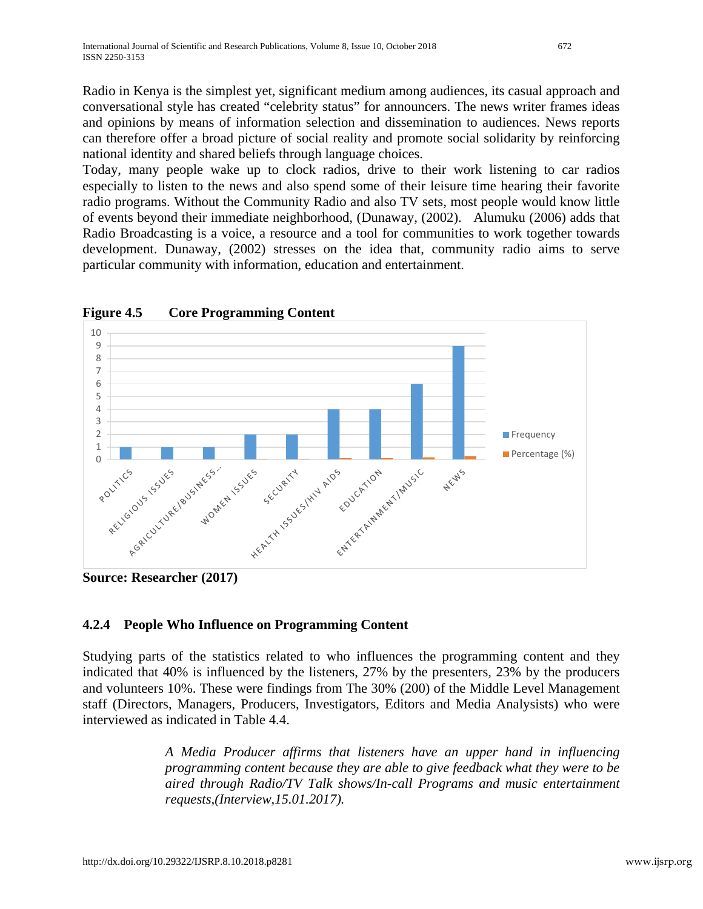Radio in Kenya is the simplest yet, significant medium among audiences, its casual approach and conversational style has created "celebrity status" for announcers. The news writer frames ideas and opinions by means of information selection and dissemination to audiences. News reports can therefore offer a broad picture of social reality and promote social solidarity by reinforcing national identity and shared beliefs through language choices.

Today, many people wake up to clock radios, drive to their work listening to car radios especially to listen to the news and also spend some of their leisure time hearing their favorite radio programs. Without the Community Radio and also TV sets, most people would know little of events beyond their immediate neighborhood, (Dunaway, (2002). Alumuku (2006) adds that Radio Broadcasting is a voice, a resource and a tool for communities to work together towards development. Dunaway, (2002) stresses on the idea that, community radio aims to serve particular community with information, education and entertainment.

**Figure 4.5 Core Programming Content**

10
9
8
7
6
5
4
3
2
1
0

POLITICS
RELIGIOUS ISSUES
AGRICULTURE/BUSINESS...
WOMEN ISSUES
SECURITY
HEALTH ISSUES/HIV AIDS
EDUCATION
ENTERTAINMENT/MUSIC
NEWS

Frequency
Percentage (%)

**Source: Researcher (2017)**

### 4.2.4 People Who Influence on Programming Content

Studying parts of the statistics related to who influences the programming content and they indicated that 40% is influenced by the listeners, 27% by the presenters, 23% by the producers and volunteers 10%. These were findings from The 30% (200) of the Middle Level Management staff (Directors, Managers, Producers, Investigators, Editors and Media Analysists) who were interviewed as indicated in Table 4.4.

> *A Media Producer affirms that listeners have an upper hand in influencing programming content because they are able to give feedback what they were to be aired through Radio/TV Talk shows/In-call Programs and music entertainment requests,(Interview,15.01.2017).*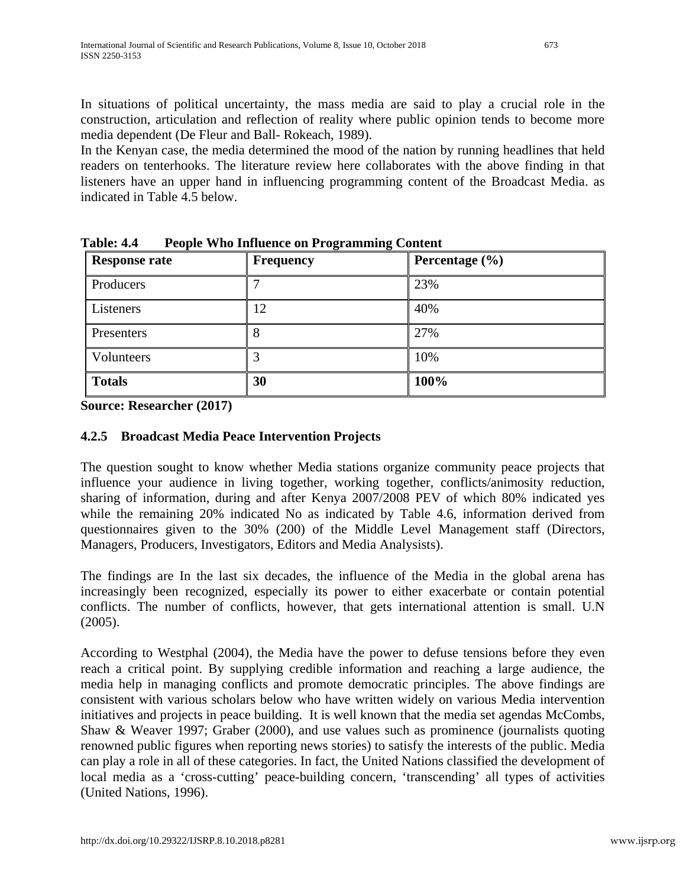In situations of political uncertainty, the mass media are said to play a crucial role in the construction, articulation and reflection of reality where public opinion tends to become more media dependent (De Fleur and Ball- Rokeach, 1989).

In the Kenyan case, the media determined the mood of the nation by running headlines that held readers on tenterhooks. The literature review here collaborates with the above finding in that listeners have an upper hand in influencing programming content of the Broadcast Media. as indicated in Table 4.5 below.

**Table: 4.4 People Who Influence on Programming Content**

| **Response rate** | **Frequency** | **Percentage (%)** |
|---|---|---|
| Producers | 7 | 23% |
| Listeners | 12 | 40% |
| Presenters | 8 | 27% |
| Volunteers | 3 | 10% |
| **Totals** | **30** | **100%** |

**Source: Researcher (2017)**

### 4.2.5 Broadcast Media Peace Intervention Projects

The question sought to know whether Media stations organize community peace projects that influence your audience in living together, working together, conflicts/animosity reduction, sharing of information, during and after Kenya 2007/2008 PEV of which 80% indicated yes while the remaining 20% indicated No as indicated by Table 4.6, information derived from questionnaires given to the 30% (200) of the Middle Level Management staff (Directors, Managers, Producers, Investigators, Editors and Media Analysists).

The findings are In the last six decades, the influence of the Media in the global arena has increasingly been recognized, especially its power to either exacerbate or contain potential conflicts. The number of conflicts, however, that gets international attention is small. U.N (2005).

According to Westphal (2004), the Media have the power to defuse tensions before they even reach a critical point. By supplying credible information and reaching a large audience, the media help in managing conflicts and promote democratic principles. The above findings are consistent with various scholars below who have written widely on various Media intervention initiatives and projects in peace building. It is well known that the media set agendas McCombs, Shaw & Weaver 1997; Graber (2000), and use values such as prominence (journalists quoting renowned public figures when reporting news stories) to satisfy the interests of the public. Media can play a role in all of these categories. In fact, the United Nations classified the development of local media as a 'cross-cutting' peace-building concern, 'transcending' all types of activities (United Nations, 1996).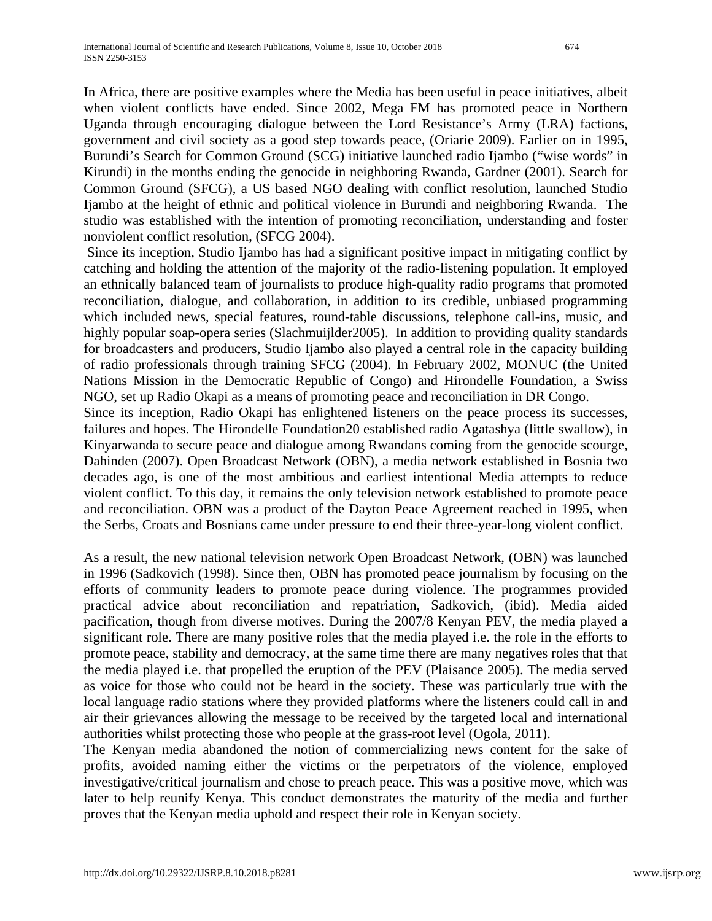In Africa, there are positive examples where the Media has been useful in peace initiatives, albeit when violent conflicts have ended. Since 2002, Mega FM has promoted peace in Northern Uganda through encouraging dialogue between the Lord Resistance's Army (LRA) factions, government and civil society as a good step towards peace, (Oriarie 2009). Earlier on in 1995, Burundi's Search for Common Ground (SCG) initiative launched radio Ijambo ("wise words" in Kirundi) in the months ending the genocide in neighboring Rwanda, Gardner (2001). Search for Common Ground (SFCG), a US based NGO dealing with conflict resolution, launched Studio Ijambo at the height of ethnic and political violence in Burundi and neighboring Rwanda. The studio was established with the intention of promoting reconciliation, understanding and foster nonviolent conflict resolution, (SFCG 2004).

Since its inception, Studio Ijambo has had a significant positive impact in mitigating conflict by catching and holding the attention of the majority of the radio-listening population. It employed an ethnically balanced team of journalists to produce high-quality radio programs that promoted reconciliation, dialogue, and collaboration, in addition to its credible, unbiased programming which included news, special features, round-table discussions, telephone call-ins, music, and highly popular soap-opera series (Slachmuijlder2005). In addition to providing quality standards for broadcasters and producers, Studio Ijambo also played a central role in the capacity building of radio professionals through training SFCG (2004). In February 2002, MONUC (the United Nations Mission in the Democratic Republic of Congo) and Hirondelle Foundation, a Swiss NGO, set up Radio Okapi as a means of promoting peace and reconciliation in DR Congo.

Since its inception, Radio Okapi has enlightened listeners on the peace process its successes, failures and hopes. The Hirondelle Foundation20 established radio Agatashya (little swallow), in Kinyarwanda to secure peace and dialogue among Rwandans coming from the genocide scourge, Dahinden (2007). Open Broadcast Network (OBN), a media network established in Bosnia two decades ago, is one of the most ambitious and earliest intentional Media attempts to reduce violent conflict. To this day, it remains the only television network established to promote peace and reconciliation. OBN was a product of the Dayton Peace Agreement reached in 1995, when the Serbs, Croats and Bosnians came under pressure to end their three-year-long violent conflict.

As a result, the new national television network Open Broadcast Network, (OBN) was launched in 1996 (Sadkovich (1998). Since then, OBN has promoted peace journalism by focusing on the efforts of community leaders to promote peace during violence. The programmes provided practical advice about reconciliation and repatriation, Sadkovich, (ibid). Media aided pacification, though from diverse motives. During the 2007/8 Kenyan PEV, the media played a significant role. There are many positive roles that the media played i.e. the role in the efforts to promote peace, stability and democracy, at the same time there are many negatives roles that that the media played i.e. that propelled the eruption of the PEV (Plaisance 2005). The media served as voice for those who could not be heard in the society. These was particularly true with the local language radio stations where they provided platforms where the listeners could call in and air their grievances allowing the message to be received by the targeted local and international authorities whilst protecting those who people at the grass-root level (Ogola, 2011).

The Kenyan media abandoned the notion of commercializing news content for the sake of profits, avoided naming either the victims or the perpetrators of the violence, employed investigative/critical journalism and chose to preach peace. This was a positive move, which was later to help reunify Kenya. This conduct demonstrates the maturity of the media and further proves that the Kenyan media uphold and respect their role in Kenyan society.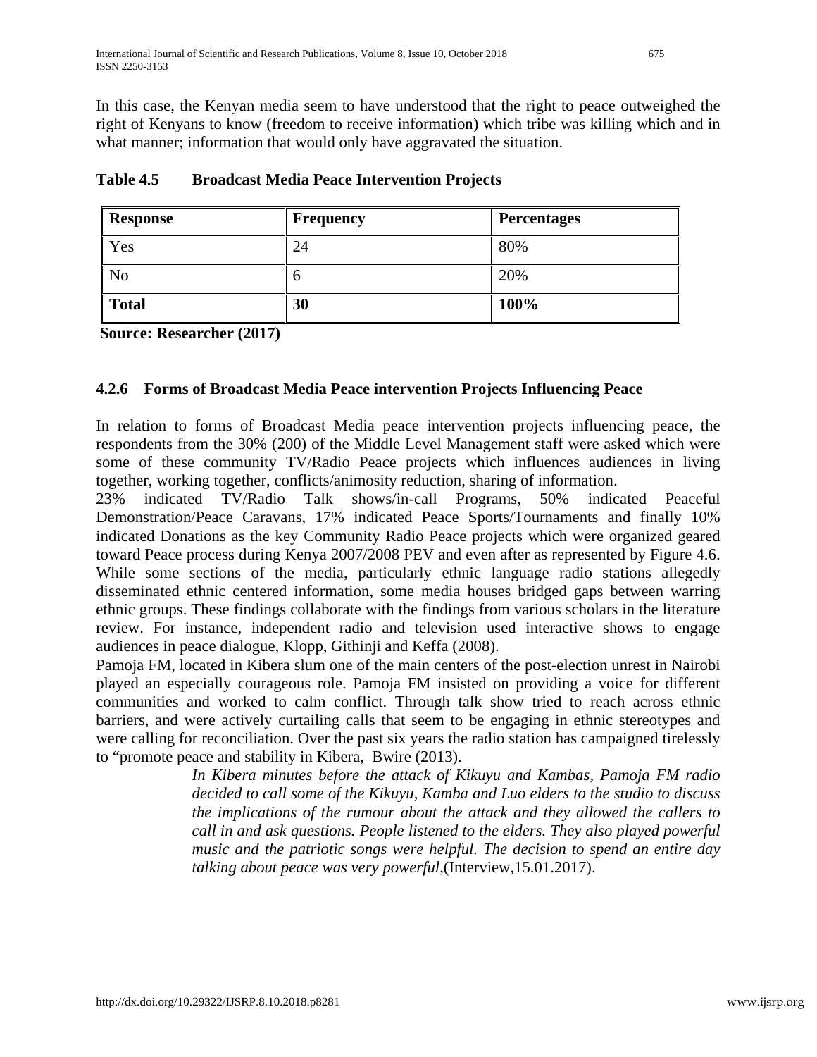In this case, the Kenyan media seem to have understood that the right to peace outweighed the right of Kenyans to know (freedom to receive information) which tribe was killing which and in what manner; information that would only have aggravated the situation.

**Table 4.5 Broadcast Media Peace Intervention Projects**

| **Response** | **Frequency** | **Percentages** |
| --- | --- | --- |
| Yes | 24 | 80% |
| No | 6 | 20% |
| **Total** | **30** | **100%** |

**Source: Researcher (2017)**

### 4.2.6 Forms of Broadcast Media Peace intervention Projects Influencing Peace

In relation to forms of Broadcast Media peace intervention projects influencing peace, the respondents from the 30% (200) of the Middle Level Management staff were asked which were some of these community TV/Radio Peace projects which influences audiences in living together, working together, conflicts/animosity reduction, sharing of information.

23% indicated TV/Radio Talk shows/in-call Programs, 50% indicated Peaceful Demonstration/Peace Caravans, 17% indicated Peace Sports/Tournaments and finally 10% indicated Donations as the key Community Radio Peace projects which were organized geared toward Peace process during Kenya 2007/2008 PEV and even after as represented by Figure 4.6. While some sections of the media, particularly ethnic language radio stations allegedly disseminated ethnic centered information, some media houses bridged gaps between warring ethnic groups. These findings collaborate with the findings from various scholars in the literature review. For instance, independent radio and television used interactive shows to engage audiences in peace dialogue, Klopp, Githinji and Keffa (2008).

Pamoja FM, located in Kibera slum one of the main centers of the post-election unrest in Nairobi played an especially courageous role. Pamoja FM insisted on providing a voice for different communities and worked to calm conflict. Through talk show tried to reach across ethnic barriers, and were actively curtailing calls that seem to be engaging in ethnic stereotypes and were calling for reconciliation. Over the past six years the radio station has campaigned tirelessly to "promote peace and stability in Kibera, Bwire (2013).

> *In Kibera minutes before the attack of Kikuyu and Kambas, Pamoja FM radio decided to call some of the Kikuyu, Kamba and Luo elders to the studio to discuss the implications of the rumour about the attack and they allowed the callers to call in and ask questions. People listened to the elders. They also played powerful music and the patriotic songs were helpful. The decision to spend an entire day talking about peace was very powerful*,(Interview,15.01.2017).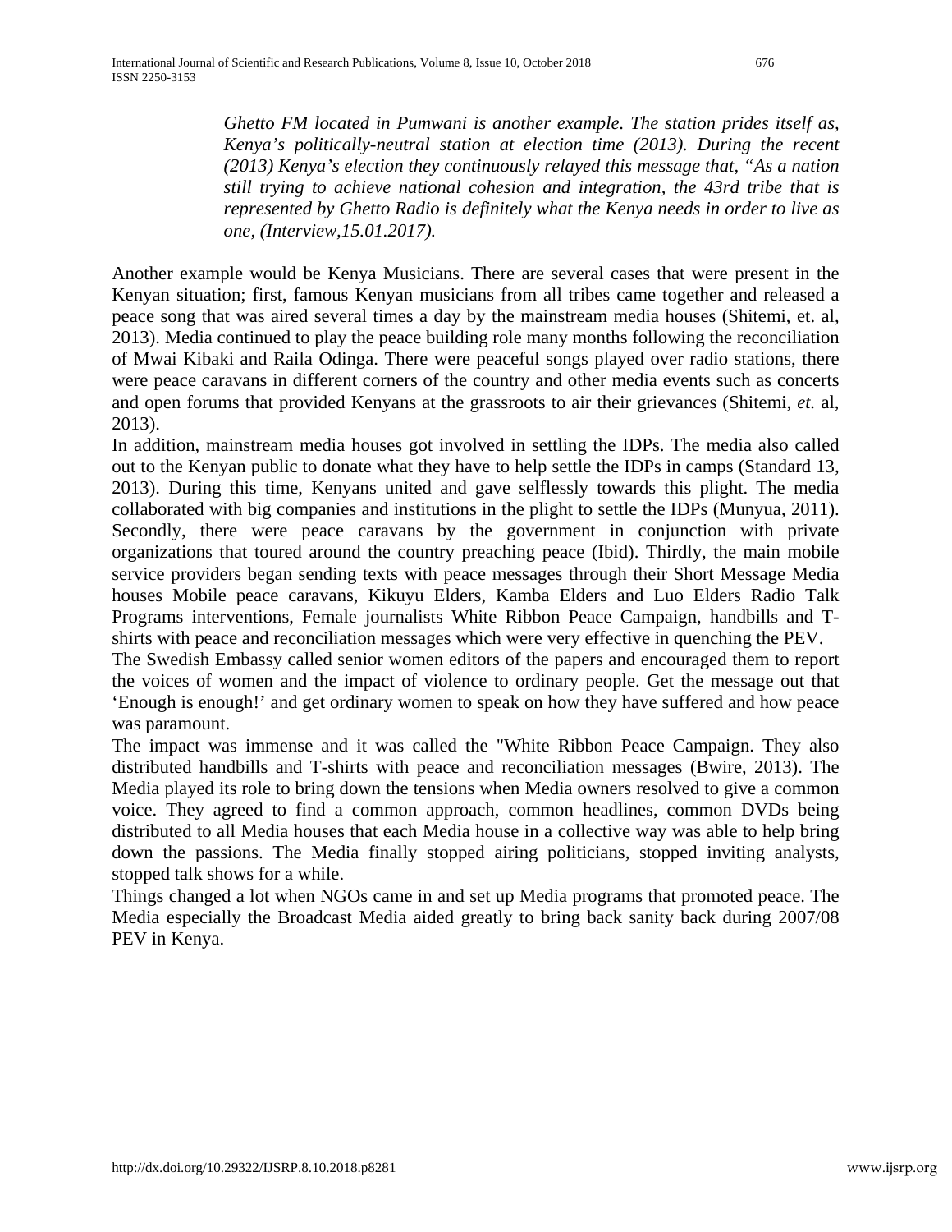> *Ghetto FM located in Pumwani is another example. The station prides itself as, Kenya's politically-neutral station at election time (2013). During the recent (2013) Kenya's election they continuously relayed this message that, "As a nation still trying to achieve national cohesion and integration, the 43rd tribe that is represented by Ghetto Radio is definitely what the Kenya needs in order to live as one, (Interview,15.01.2017).*

Another example would be Kenya Musicians. There are several cases that were present in the Kenyan situation; first, famous Kenyan musicians from all tribes came together and released a peace song that was aired several times a day by the mainstream media houses (Shitemi, et. al, 2013). Media continued to play the peace building role many months following the reconciliation of Mwai Kibaki and Raila Odinga. There were peaceful songs played over radio stations, there were peace caravans in different corners of the country and other media events such as concerts and open forums that provided Kenyans at the grassroots to air their grievances (Shitemi, *et.* al, 2013).

In addition, mainstream media houses got involved in settling the IDPs. The media also called out to the Kenyan public to donate what they have to help settle the IDPs in camps (Standard 13, 2013). During this time, Kenyans united and gave selflessly towards this plight. The media collaborated with big companies and institutions in the plight to settle the IDPs (Munyua, 2011). Secondly, there were peace caravans by the government in conjunction with private organizations that toured around the country preaching peace (Ibid). Thirdly, the main mobile service providers began sending texts with peace messages through their Short Message Media houses Mobile peace caravans, Kikuyu Elders, Kamba Elders and Luo Elders Radio Talk Programs interventions, Female journalists White Ribbon Peace Campaign, handbills and T-shirts with peace and reconciliation messages which were very effective in quenching the PEV.

The Swedish Embassy called senior women editors of the papers and encouraged them to report the voices of women and the impact of violence to ordinary people. Get the message out that 'Enough is enough!' and get ordinary women to speak on how they have suffered and how peace was paramount.

The impact was immense and it was called the "White Ribbon Peace Campaign. They also distributed handbills and T-shirts with peace and reconciliation messages (Bwire, 2013). The Media played its role to bring down the tensions when Media owners resolved to give a common voice. They agreed to find a common approach, common headlines, common DVDs being distributed to all Media houses that each Media house in a collective way was able to help bring down the passions. The Media finally stopped airing politicians, stopped inviting analysts, stopped talk shows for a while.

Things changed a lot when NGOs came in and set up Media programs that promoted peace. The Media especially the Broadcast Media aided greatly to bring back sanity back during 2007/08 PEV in Kenya.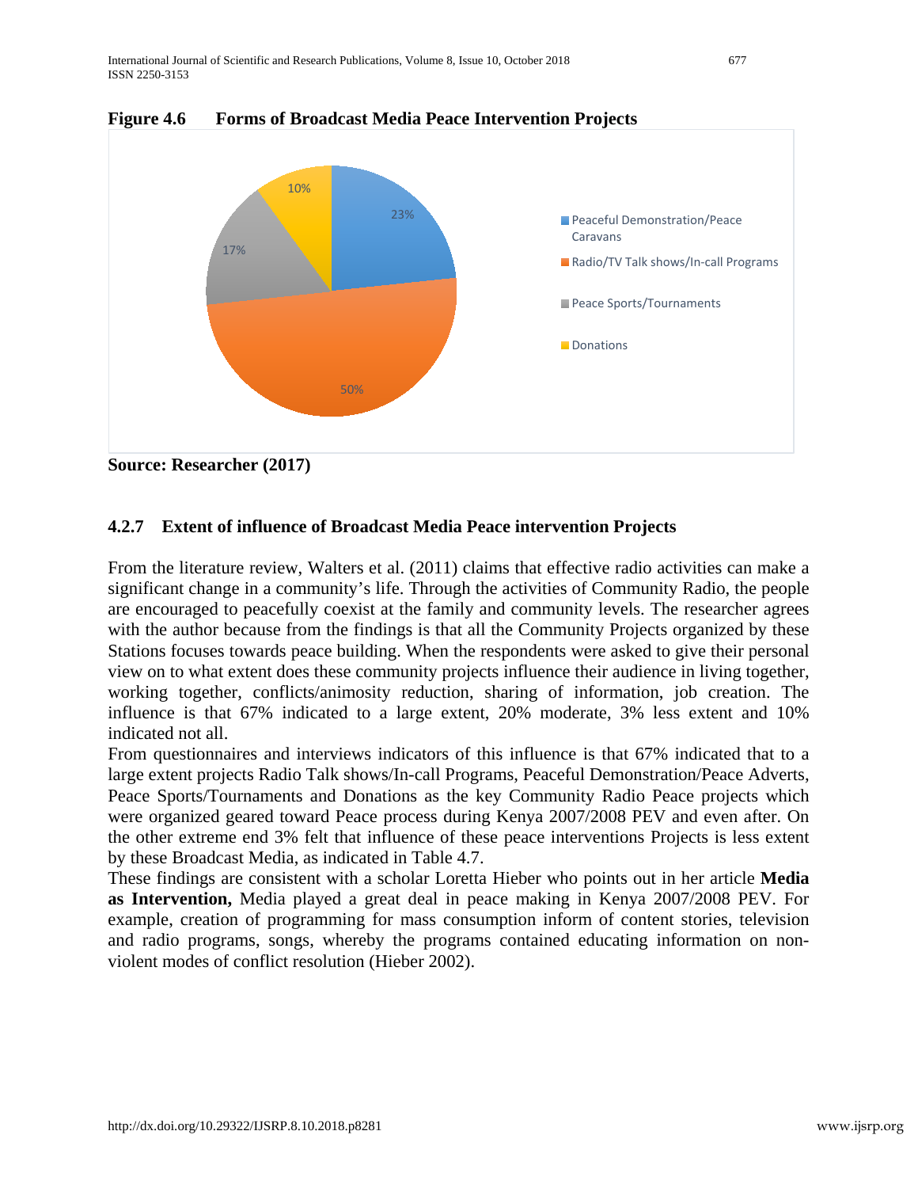**Figure 4.6 Forms of Broadcast Media Peace Intervention Projects**

23%
50%
17%
10%

Peaceful Demonstration/Peace Caravans
Radio/TV Talk shows/In-call Programs
Peace Sports/Tournaments
Donations

**Source: Researcher (2017)**

### 4.2.7 Extent of influence of Broadcast Media Peace intervention Projects

From the literature review, Walters et al. (2011) claims that effective radio activities can make a significant change in a community's life. Through the activities of Community Radio, the people are encouraged to peacefully coexist at the family and community levels. The researcher agrees with the author because from the findings is that all the Community Projects organized by these Stations focuses towards peace building. When the respondents were asked to give their personal view on to what extent does these community projects influence their audience in living together, working together, conflicts/animosity reduction, sharing of information, job creation. The influence is that 67% indicated to a large extent, 20% moderate, 3% less extent and 10% indicated not all.

From questionnaires and interviews indicators of this influence is that 67% indicated that to a large extent projects Radio Talk shows/In-call Programs, Peaceful Demonstration/Peace Adverts, Peace Sports/Tournaments and Donations as the key Community Radio Peace projects which were organized geared toward Peace process during Kenya 2007/2008 PEV and even after. On the other extreme end 3% felt that influence of these peace interventions Projects is less extent by these Broadcast Media, as indicated in Table 4.7.

These findings are consistent with a scholar Loretta Hieber who points out in her article **Media as Intervention,** Media played a great deal in peace making in Kenya 2007/2008 PEV. For example, creation of programming for mass consumption inform of content stories, television and radio programs, songs, whereby the programs contained educating information on non-violent modes of conflict resolution (Hieber 2002).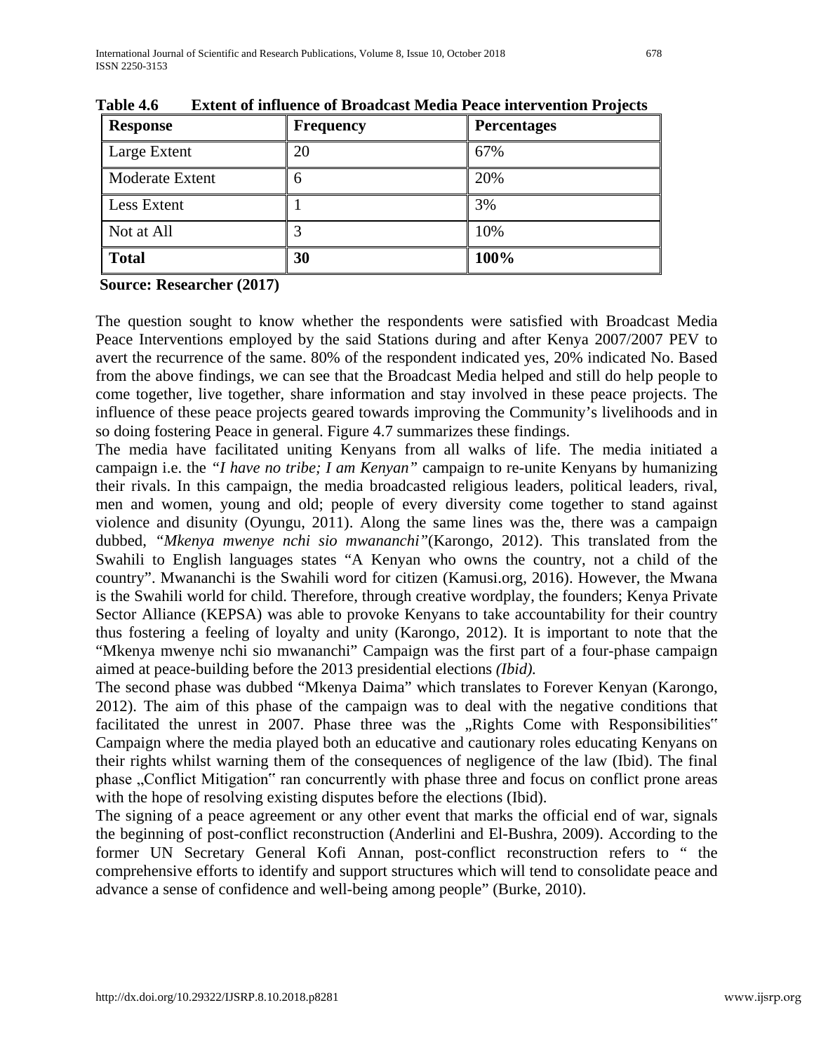**Table 4.6 Extent of influence of Broadcast Media Peace intervention Projects**

| Response | Frequency | Percentages |
|---|---|---|
| Large Extent | 20 | 67% |
| Moderate Extent | 6 | 20% |
| Less Extent | 1 | 3% |
| Not at All | 3 | 10% |
| **Total** | **30** | **100%** |

**Source: Researcher (2017)**

The question sought to know whether the respondents were satisfied with Broadcast Media Peace Interventions employed by the said Stations during and after Kenya 2007/2007 PEV to avert the recurrence of the same. 80% of the respondent indicated yes, 20% indicated No. Based from the above findings, we can see that the Broadcast Media helped and still do help people to come together, live together, share information and stay involved in these peace projects. The influence of these peace projects geared towards improving the Community's livelihoods and in so doing fostering Peace in general. Figure 4.7 summarizes these findings.

The media have facilitated uniting Kenyans from all walks of life. The media initiated a campaign i.e. the *"I have no tribe; I am Kenyan"* campaign to re-unite Kenyans by humanizing their rivals. In this campaign, the media broadcasted religious leaders, political leaders, rival, men and women, young and old; people of every diversity come together to stand against violence and disunity (Oyungu, 2011). Along the same lines was the, there was a campaign dubbed, *"Mkenya mwenye nchi sio mwananchi"*(Karongo, 2012). This translated from the Swahili to English languages states "A Kenyan who owns the country, not a child of the country". Mwananchi is the Swahili word for citizen (Kamusi.org, 2016). However, the Mwana is the Swahili world for child. Therefore, through creative wordplay, the founders; Kenya Private Sector Alliance (KEPSA) was able to provoke Kenyans to take accountability for their country thus fostering a feeling of loyalty and unity (Karongo, 2012). It is important to note that the "Mkenya mwenye nchi sio mwananchi" Campaign was the first part of a four-phase campaign aimed at peace-building before the 2013 presidential elections *(Ibid).*

The second phase was dubbed "Mkenya Daima" which translates to Forever Kenyan (Karongo, 2012). The aim of this phase of the campaign was to deal with the negative conditions that facilitated the unrest in 2007. Phase three was the „Rights Come with Responsibilities" Campaign where the media played both an educative and cautionary roles educating Kenyans on their rights whilst warning them of the consequences of negligence of the law (Ibid). The final phase „Conflict Mitigation" ran concurrently with phase three and focus on conflict prone areas with the hope of resolving existing disputes before the elections (Ibid).

The signing of a peace agreement or any other event that marks the official end of war, signals the beginning of post-conflict reconstruction (Anderlini and El-Bushra, 2009). According to the former UN Secretary General Kofi Annan, post-conflict reconstruction refers to " the comprehensive efforts to identify and support structures which will tend to consolidate peace and advance a sense of confidence and well-being among people" (Burke, 2010).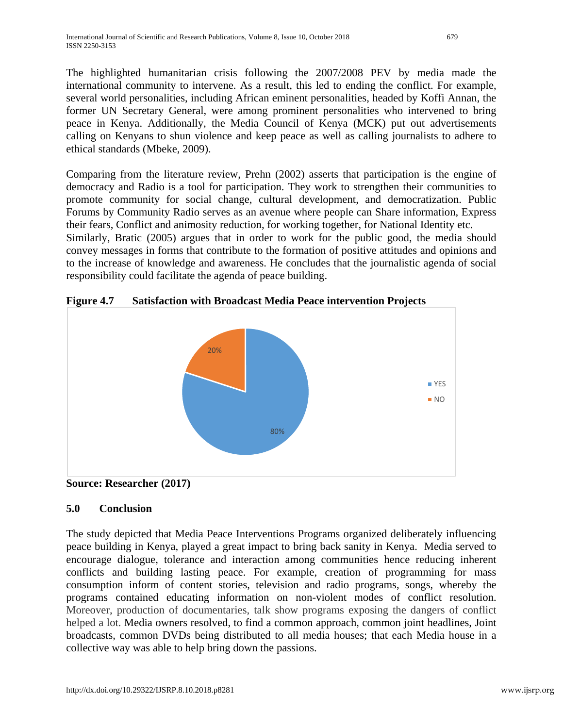The highlighted humanitarian crisis following the 2007/2008 PEV by media made the international community to intervene. As a result, this led to ending the conflict. For example, several world personalities, including African eminent personalities, headed by Koffi Annan, the former UN Secretary General, were among prominent personalities who intervened to bring peace in Kenya. Additionally, the Media Council of Kenya (MCK) put out advertisements calling on Kenyans to shun violence and keep peace as well as calling journalists to adhere to ethical standards (Mbeke, 2009).

Comparing from the literature review, Prehn (2002) asserts that participation is the engine of democracy and Radio is a tool for participation. They work to strengthen their communities to promote community for social change, cultural development, and democratization. Public Forums by Community Radio serves as an avenue where people can Share information, Express their fears, Conflict and animosity reduction, for working together, for National Identity etc.
Similarly, Bratic (2005) argues that in order to work for the public good, the media should convey messages in forms that contribute to the formation of positive attitudes and opinions and to the increase of knowledge and awareness. He concludes that the journalistic agenda of social responsibility could facilitate the agenda of peace building.

**Figure 4.7 Satisfaction with Broadcast Media Peace intervention Projects**

20%

80%

YES

NO

**Source: Researcher (2017)**

## 5.0 Conclusion

The study depicted that Media Peace Interventions Programs organized deliberately influencing peace building in Kenya, played a great impact to bring back sanity in Kenya. Media served to encourage dialogue, tolerance and interaction among communities hence reducing inherent conflicts and building lasting peace. For example, creation of programming for mass consumption inform of content stories, television and radio programs, songs, whereby the programs contained educating information on non-violent modes of conflict resolution. Moreover, production of documentaries, talk show programs exposing the dangers of conflict helped a lot. Media owners resolved, to find a common approach, common joint headlines, Joint broadcasts, common DVDs being distributed to all media houses; that each Media house in a collective way was able to help bring down the passions.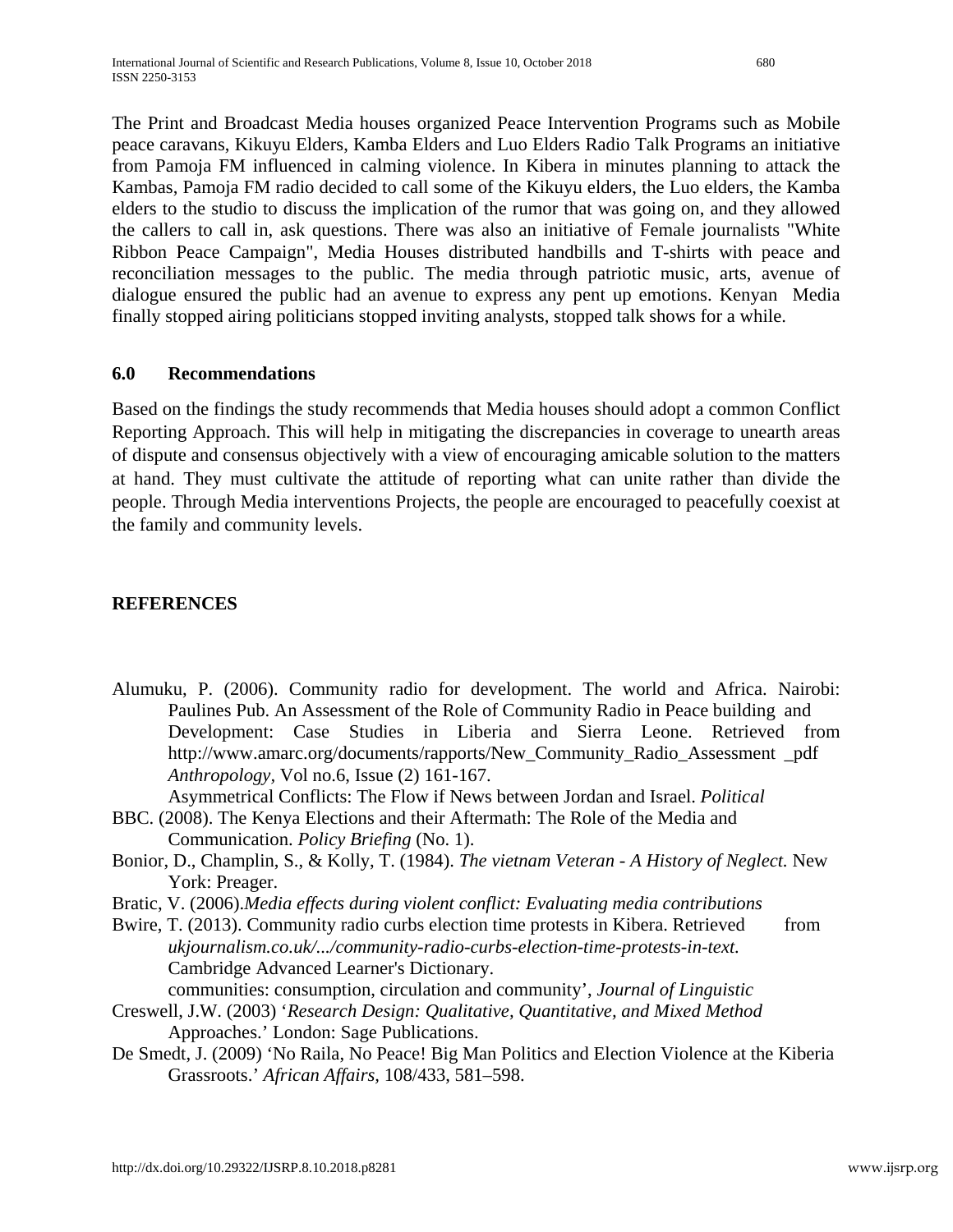The Print and Broadcast Media houses organized Peace Intervention Programs such as Mobile peace caravans, Kikuyu Elders, Kamba Elders and Luo Elders Radio Talk Programs an initiative from Pamoja FM influenced in calming violence. In Kibera in minutes planning to attack the Kambas, Pamoja FM radio decided to call some of the Kikuyu elders, the Luo elders, the Kamba elders to the studio to discuss the implication of the rumor that was going on, and they allowed the callers to call in, ask questions. There was also an initiative of Female journalists "White Ribbon Peace Campaign", Media Houses distributed handbills and T-shirts with peace and reconciliation messages to the public. The media through patriotic music, arts, avenue of dialogue ensured the public had an avenue to express any pent up emotions. Kenyan Media finally stopped airing politicians stopped inviting analysts, stopped talk shows for a while.

## 6.0 Recommendations

Based on the findings the study recommends that Media houses should adopt a common Conflict Reporting Approach. This will help in mitigating the discrepancies in coverage to unearth areas of dispute and consensus objectively with a view of encouraging amicable solution to the matters at hand. They must cultivate the attitude of reporting what can unite rather than divide the people. Through Media interventions Projects, the people are encouraged to peacefully coexist at the family and community levels.

## REFERENCES

Alumuku, P. (2006). Community radio for development. The world and Africa. Nairobi: Paulines Pub. An Assessment of the Role of Community Radio in Peace building and Development: Case Studies in Liberia and Sierra Leone. Retrieved from http://www.amarc.org/documents/rapports/New_Community_Radio_Assessment _pdf *Anthropology*, Vol no.6, Issue (2) 161-167.
Asymmetrical Conflicts: The Flow if News between Jordan and Israel. *Political*

BBC. (2008). The Kenya Elections and their Aftermath: The Role of the Media and Communication. *Policy Briefing* (No. 1).

Bonior, D., Champlin, S., & Kolly, T. (1984). *The vietnam Veteran - A History of Neglect.* New York: Preager.

Bratic, V. (2006).*Media effects during violent conflict: Evaluating media contributions*

Bwire, T. (2013). Community radio curbs election time protests in Kibera. Retrieved from *ukjournalism.co.uk/.../community-radio-curbs-election-time-protests-in-text.* Cambridge Advanced Learner's Dictionary.
communities: consumption, circulation and community', *Journal of Linguistic*

Creswell, J.W. (2003) '*Research Design: Qualitative, Quantitative, and Mixed Method* Approaches.' London: Sage Publications.

De Smedt, J. (2009) 'No Raila, No Peace! Big Man Politics and Election Violence at the Kiberia Grassroots.' *African Affairs,* 108/433, 581–598.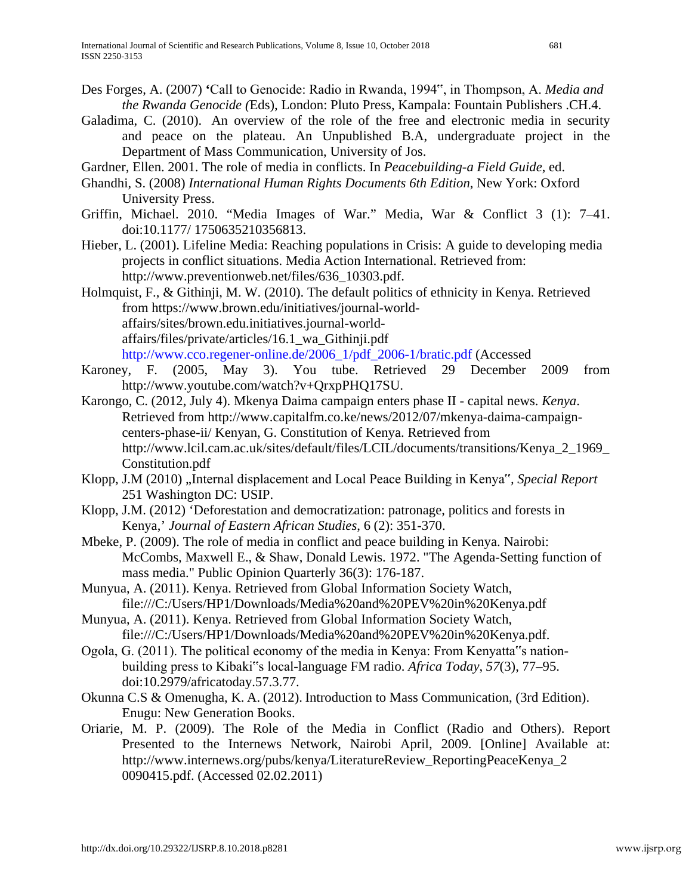Des Forges, A. (2007) ‘Call to Genocide: Radio in Rwanda, 1994‟, in Thompson, A. *Media and the Rwanda Genocide (*Eds), London: Pluto Press, Kampala: Fountain Publishers .CH.4.

Galadima, C. (2010). An overview of the role of the free and electronic media in security and peace on the plateau. An Unpublished B.A, undergraduate project in the Department of Mass Communication, University of Jos.

Gardner, Ellen. 2001. The role of media in conflicts. In *Peacebuilding-a Field Guide*, ed.

Ghandhi, S. (2008) *International Human Rights Documents 6th Edition*, New York: Oxford University Press.

Griffin, Michael. 2010. "Media Images of War." Media, War & Conflict 3 (1): 7–41. doi:10.1177/ 1750635210356813.

Hieber, L. (2001). Lifeline Media: Reaching populations in Crisis: A guide to developing media projects in conflict situations. Media Action International. Retrieved from: http://www.preventionweb.net/files/636_10303.pdf.

Holmquist, F., & Githinji, M. W. (2010). The default politics of ethnicity in Kenya. Retrieved from https://www.brown.edu/initiatives/journal-world-affairs/sites/brown.edu.initiatives.journal-world-affairs/files/private/articles/16.1_wa_Githinji.pdf http://www.cco.regener-online.de/2006_1/pdf_2006-1/bratic.pdf (Accessed

Karoney, F. (2005, May 3). You tube. Retrieved 29 December 2009 from http://www.youtube.com/watch?v+QrxpPHQ17SU.

Karongo, C. (2012, July 4). Mkenya Daima campaign enters phase II - capital news. *Kenya*. Retrieved from http://www.capitalfm.co.ke/news/2012/07/mkenya-daima-campaign-centers-phase-ii/ Kenyan, G. Constitution of Kenya. Retrieved from http://www.lcil.cam.ac.uk/sites/default/files/LCIL/documents/transitions/Kenya_2_1969_Constitution.pdf

Klopp, J.M (2010) „Internal displacement and Local Peace Building in Kenya‟, *Special Report* 251 Washington DC: USIP.

Klopp, J.M. (2012) ‘Deforestation and democratization: patronage, politics and forests in Kenya,’ *Journal of Eastern African Studies*, 6 (2): 351-370.

Mbeke, P. (2009). The role of media in conflict and peace building in Kenya. Nairobi: McCombs, Maxwell E., & Shaw, Donald Lewis. 1972. "The Agenda-Setting function of mass media." Public Opinion Quarterly 36(3): 176-187.

Munyua, A. (2011). Kenya. Retrieved from Global Information Society Watch, file:///C:/Users/HP1/Downloads/Media%20and%20PEV%20in%20Kenya.pdf

Munyua, A. (2011). Kenya. Retrieved from Global Information Society Watch, file:///C:/Users/HP1/Downloads/Media%20and%20PEV%20in%20Kenya.pdf.

Ogola, G. (2011). The political economy of the media in Kenya: From Kenyatta‟s nation-building press to Kibaki‟s local-language FM radio. *Africa Today*, *57*(3), 77–95. doi:10.2979/africatoday.57.3.77.

Okunna C.S & Omenugha, K. A. (2012). Introduction to Mass Communication, (3rd Edition). Enugu: New Generation Books.

Oriarie, M. P. (2009). The Role of the Media in Conflict (Radio and Others). Report Presented to the Internews Network, Nairobi April, 2009. [Online] Available at: http://www.internews.org/pubs/kenya/LiteratureReview_ReportingPeaceKenya_20090415.pdf. (Accessed 02.02.2011)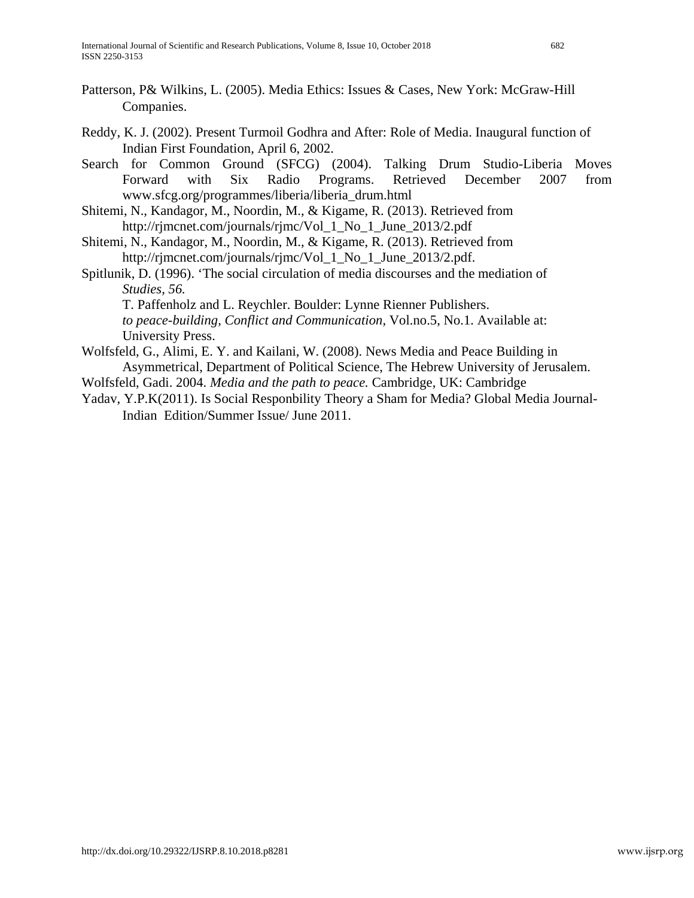Patterson, P& Wilkins, L. (2005). Media Ethics: Issues & Cases, New York: McGraw-Hill Companies.

Reddy, K. J. (2002). Present Turmoil Godhra and After: Role of Media. Inaugural function of Indian First Foundation, April 6, 2002.

Search for Common Ground (SFCG) (2004). Talking Drum Studio-Liberia Moves Forward with Six Radio Programs. Retrieved December 2007 from www.sfcg.org/programmes/liberia/liberia_drum.html

Shitemi, N., Kandagor, M., Noordin, M., & Kigame, R. (2013). Retrieved from http://rjmcnet.com/journals/rjmc/Vol_1_No_1_June_2013/2.pdf

Shitemi, N., Kandagor, M., Noordin, M., & Kigame, R. (2013). Retrieved from http://rjmcnet.com/journals/rjmc/Vol_1_No_1_June_2013/2.pdf.

Spitlunik, D. (1996). 'The social circulation of media discourses and the mediation of *Studies, 56.*
T. Paffenholz and L. Reychler. Boulder: Lynne Rienner Publishers.
*to peace-building, Conflict and Communication,* Vol.no.5, No.1. Available at:
University Press.

Wolfsfeld, G., Alimi, E. Y. and Kailani, W. (2008). News Media and Peace Building in Asymmetrical, Department of Political Science, The Hebrew University of Jerusalem.

Wolfsfeld, Gadi. 2004. *Media and the path to peace.* Cambridge, UK: Cambridge

Yadav, Y.P.K(2011). Is Social Responbility Theory a Sham for Media? Global Media Journal- Indian Edition/Summer Issue/ June 2011.